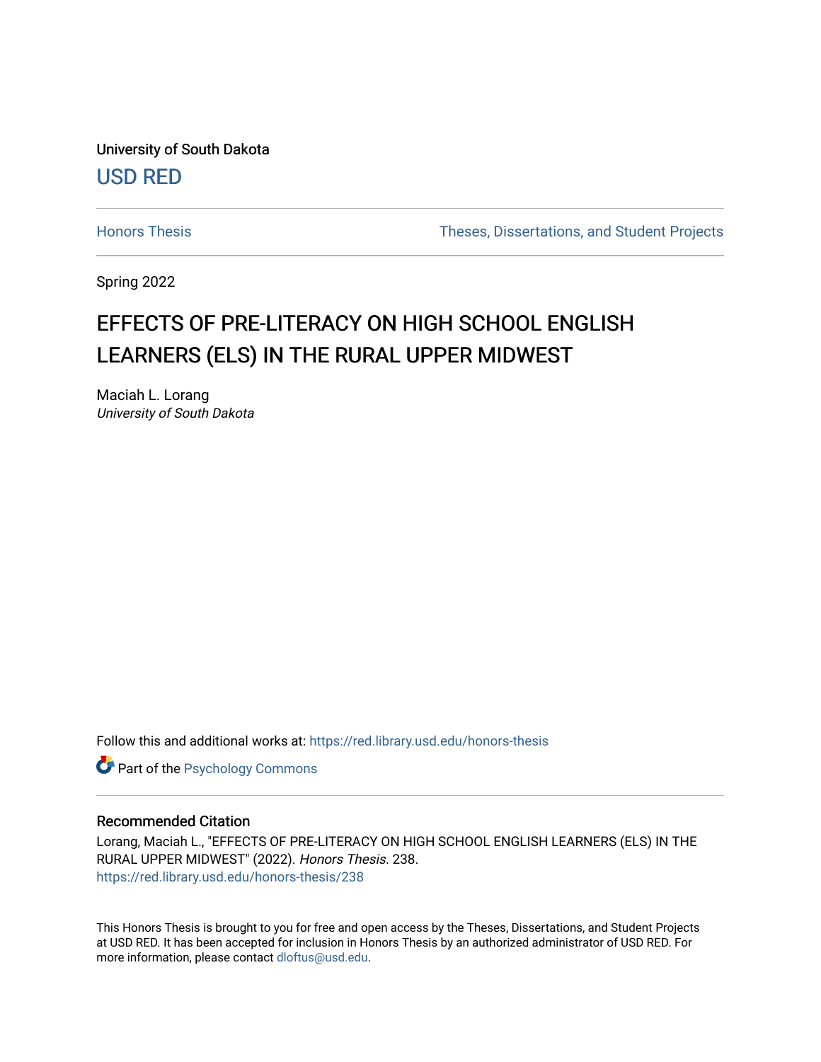University of South Dakota

USD RED

Honors Thesis

Theses, Dissertations, and Student Projects

Spring 2022

# EFFECTS OF PRE-LITERACY ON HIGH SCHOOL ENGLISH LEARNERS (ELS) IN THE RURAL UPPER MIDWEST

Maciah L. Lorang

*University of South Dakota*

Follow this and additional works at: https://red.library.usd.edu/honors-thesis

Part of the Psychology Commons

## Recommended Citation

Lorang, Maciah L., "EFFECTS OF PRE-LITERACY ON HIGH SCHOOL ENGLISH LEARNERS (ELS) IN THE RURAL UPPER MIDWEST" (2022). *Honors Thesis*. 238.
https://red.library.usd.edu/honors-thesis/238

This Honors Thesis is brought to you for free and open access by the Theses, Dissertations, and Student Projects at USD RED. It has been accepted for inclusion in Honors Thesis by an authorized administrator of USD RED. For more information, please contact dloftus@usd.edu.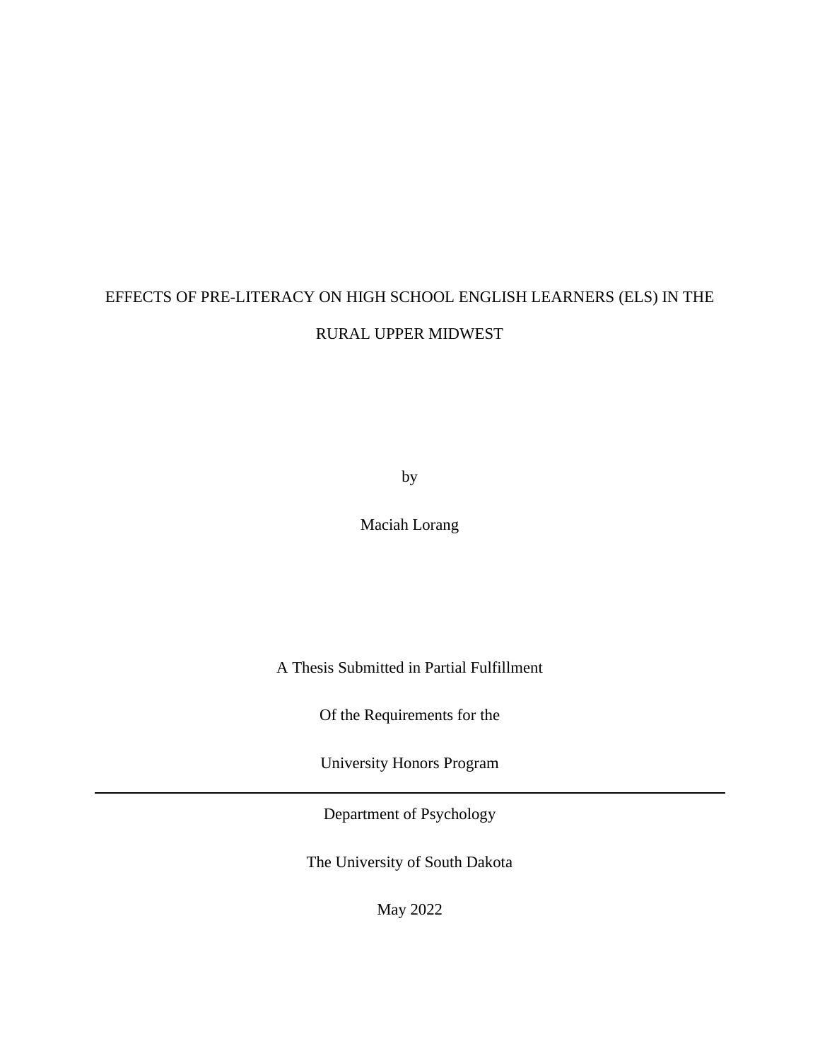# EFFECTS OF PRE-LITERACY ON HIGH SCHOOL ENGLISH LEARNERS (ELS) IN THE RURAL UPPER MIDWEST

by

Maciah Lorang

A Thesis Submitted in Partial Fulfillment

Of the Requirements for the

University Honors Program

---

Department of Psychology

The University of South Dakota

May 2022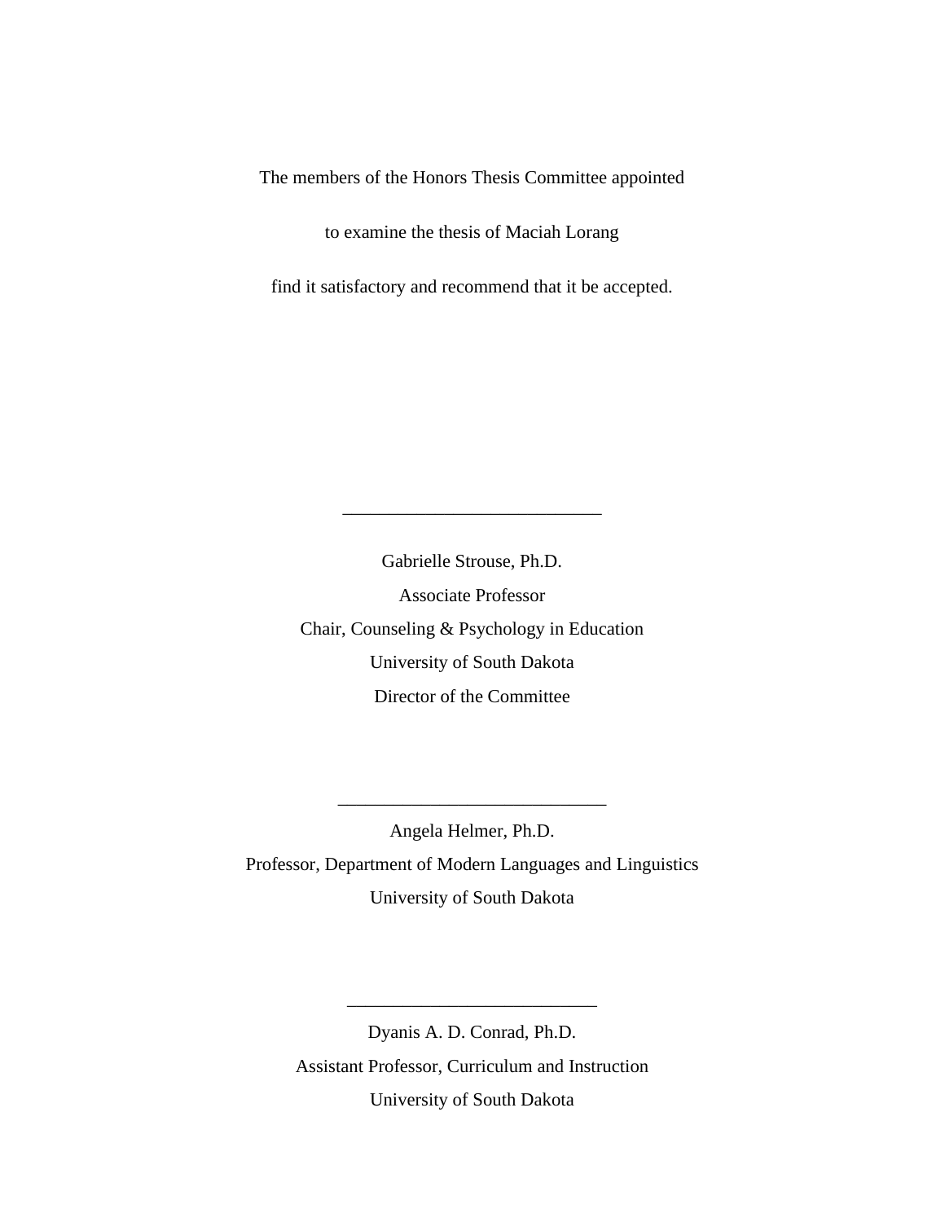The members of the Honors Thesis Committee appointed

to examine the thesis of Maciah Lorang

find it satisfactory and recommend that it be accepted.

\_\_\_\_\_\_\_\_\_\_\_\_\_\_\_\_\_\_\_\_\_\_\_\_\_\_\_\_

Gabrielle Strouse, Ph.D.
Associate Professor
Chair, Counseling & Psychology in Education
University of South Dakota
Director of the Committee

\_\_\_\_\_\_\_\_\_\_\_\_\_\_\_\_\_\_\_\_\_\_\_\_\_\_\_\_\_

Angela Helmer, Ph.D.
Professor, Department of Modern Languages and Linguistics
University of South Dakota

\_\_\_\_\_\_\_\_\_\_\_\_\_\_\_\_\_\_\_\_\_\_\_\_\_\_\_

Dyanis A. D. Conrad, Ph.D.
Assistant Professor, Curriculum and Instruction
University of South Dakota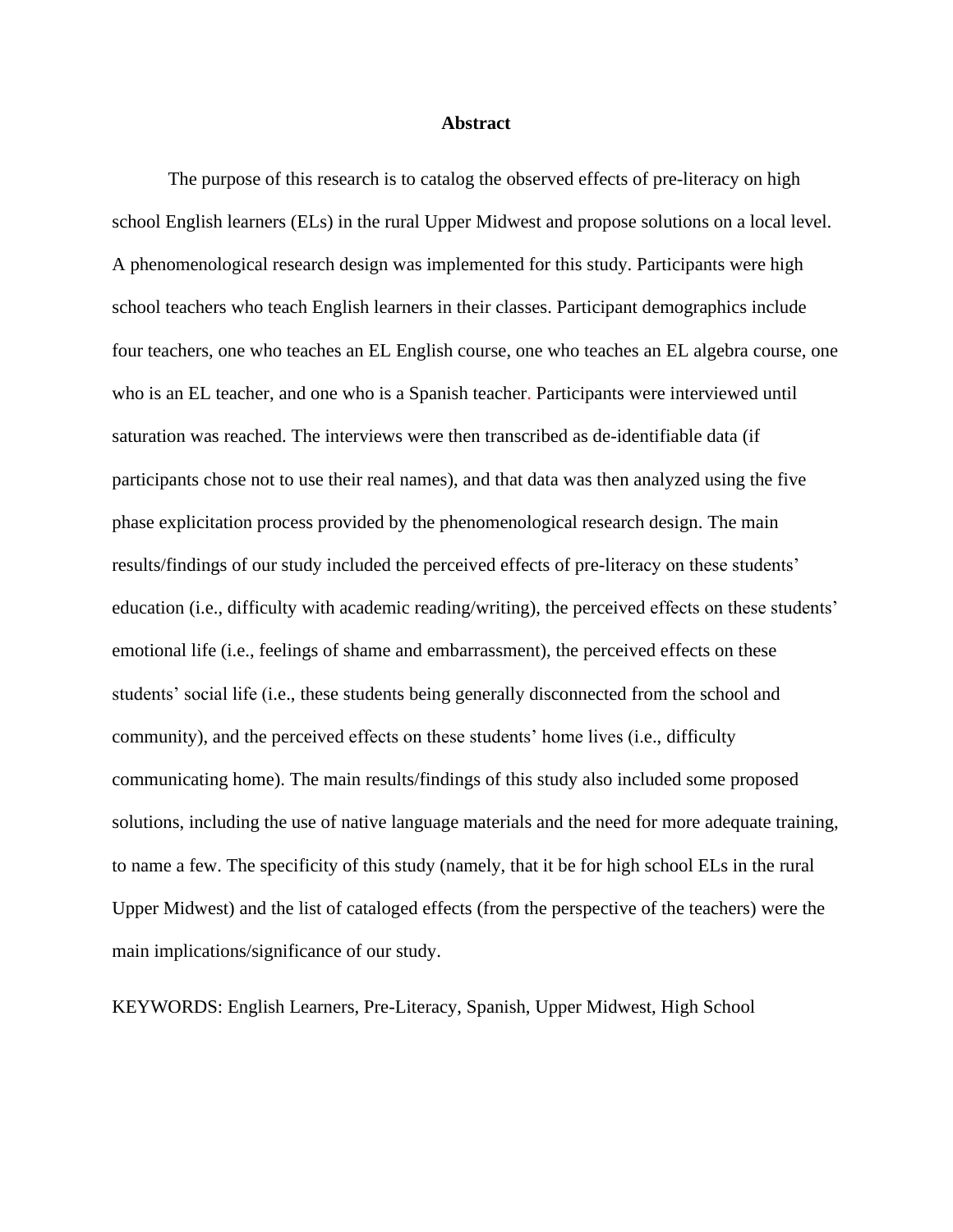# Abstract

The purpose of this research is to catalog the observed effects of pre-literacy on high school English learners (ELs) in the rural Upper Midwest and propose solutions on a local level. A phenomenological research design was implemented for this study. Participants were high school teachers who teach English learners in their classes. Participant demographics include four teachers, one who teaches an EL English course, one who teaches an EL algebra course, one who is an EL teacher, and one who is a Spanish teacher. Participants were interviewed until saturation was reached. The interviews were then transcribed as de-identifiable data (if participants chose not to use their real names), and that data was then analyzed using the five phase explicitation process provided by the phenomenological research design. The main results/findings of our study included the perceived effects of pre-literacy on these students' education (i.e., difficulty with academic reading/writing), the perceived effects on these students' emotional life (i.e., feelings of shame and embarrassment), the perceived effects on these students' social life (i.e., these students being generally disconnected from the school and community), and the perceived effects on these students' home lives (i.e., difficulty communicating home). The main results/findings of this study also included some proposed solutions, including the use of native language materials and the need for more adequate training, to name a few. The specificity of this study (namely, that it be for high school ELs in the rural Upper Midwest) and the list of cataloged effects (from the perspective of the teachers) were the main implications/significance of our study.

KEYWORDS: English Learners, Pre-Literacy, Spanish, Upper Midwest, High School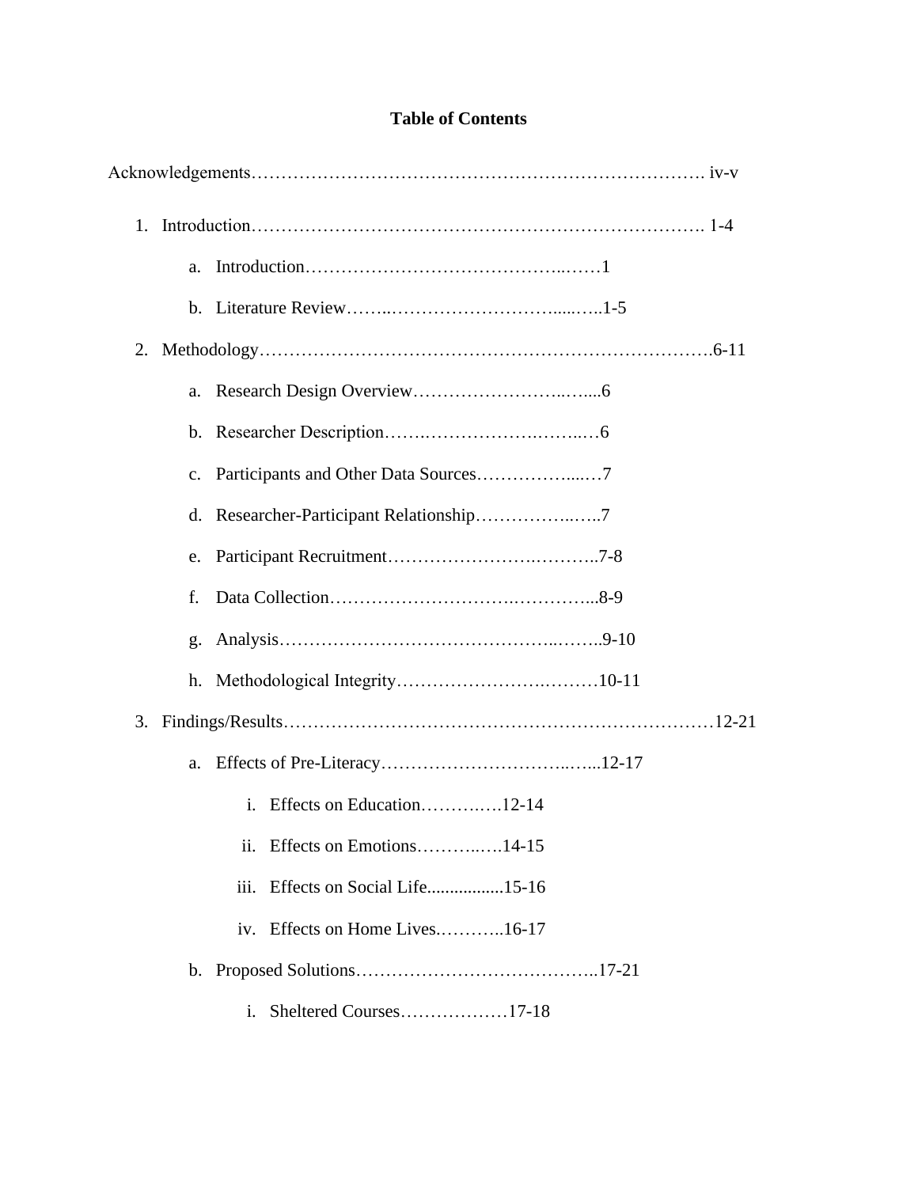## Table of Contents

Acknowledgements………………………………………………………………… iv-v

1. Introduction………………………………………………………………… 1-4
   a. Introduction……………………………………..……1
   b. Literature Review……..……………………….....…..1-5
2. Methodology………………………………………………………………….6-11
   a. Research Design Overview……………………..…....6
   b. Researcher Description…….……………….……..…6
   c. Participants and Other Data Sources……………....…7
   d. Researcher-Participant Relationship……………..…..7
   e. Participant Recruitment………………….………..7-8
   f. Data Collection……………………….…………...8-9
   g. Analysis……………………………………..……..9-10
   h. Methodological Integrity…………………….………10-11
3. Findings/Results……………………………………………….……………12-21
   a. Effects of Pre-Literacy…………………………..…...12-17
      i. Effects on Education……….….12-14
      ii. Effects on Emotions………..….14-15
      iii. Effects on Social Life................15-16
      iv. Effects on Home Lives.………..16-17
   b. Proposed Solutions…………………………………..17-21
      i. Sheltered Courses………………17-18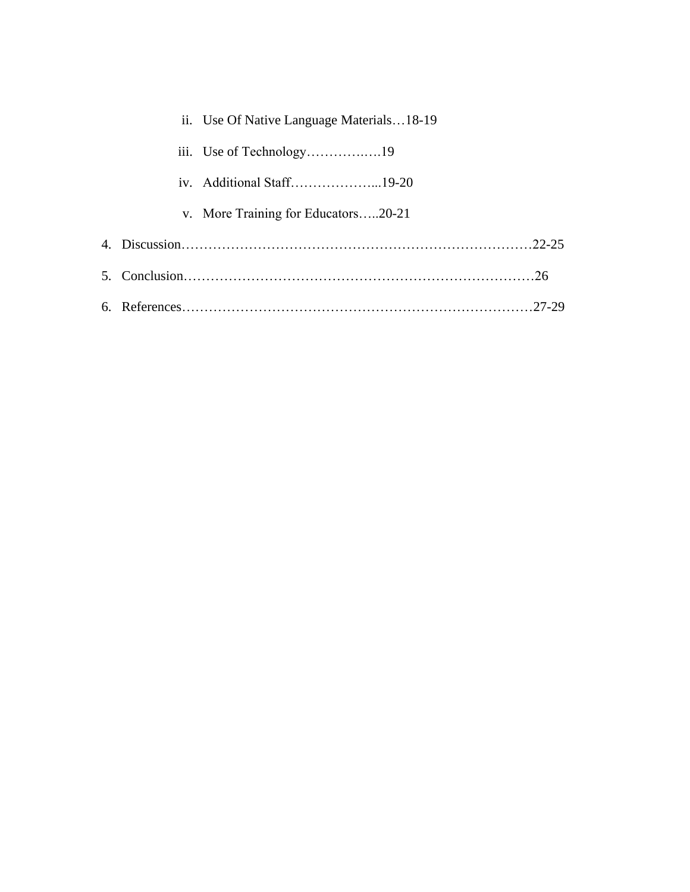ii. Use Of Native Language Materials…18-19

iii. Use of Technology…………..….19

iv. Additional Staff………………...19-20

v. More Training for Educators…..20-21

4. Discussion……………………………………………………………………22-25

5. Conclusion……………………………………………………………………26

6. References……………………………………………………………………27-29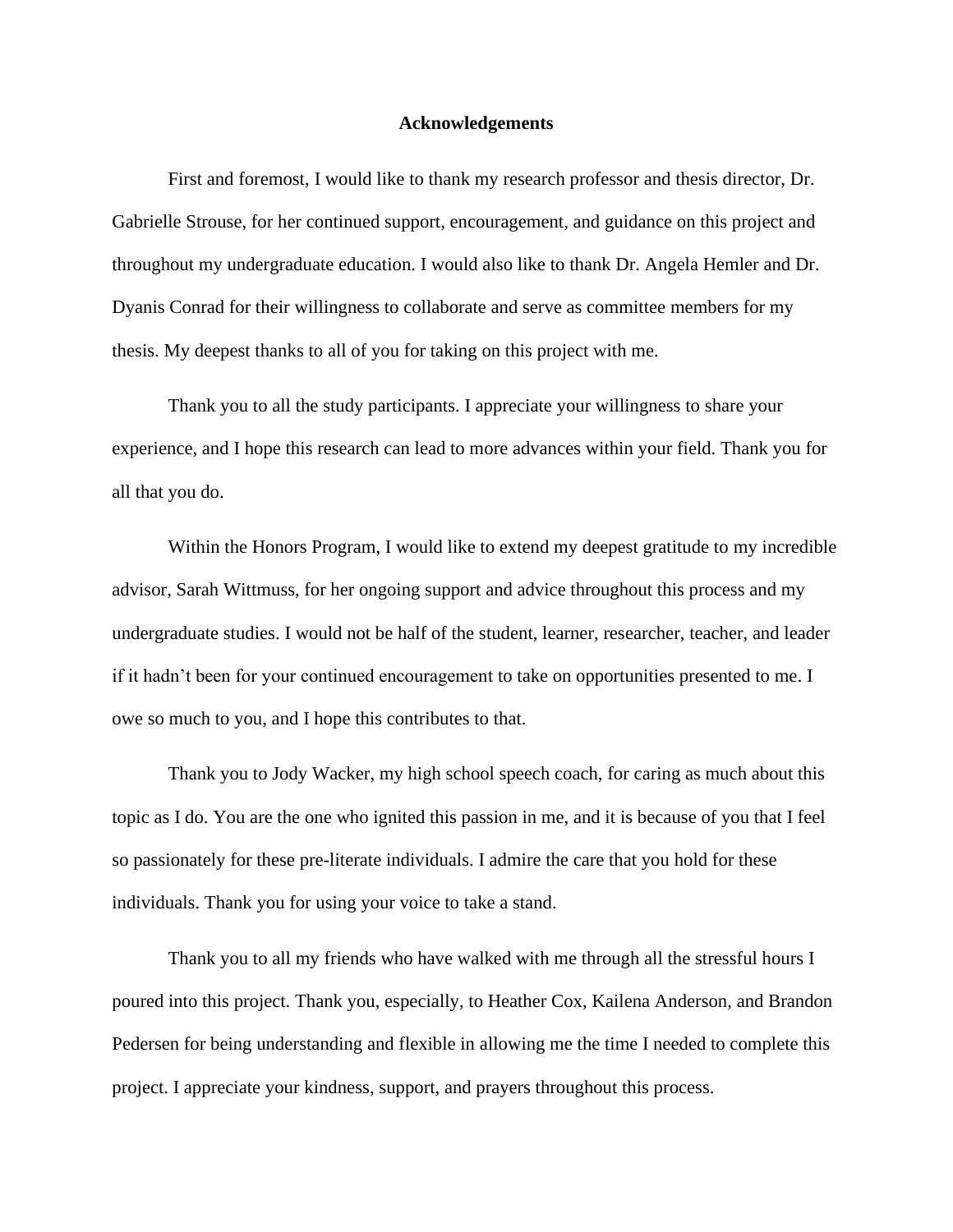# Acknowledgements

First and foremost, I would like to thank my research professor and thesis director, Dr. Gabrielle Strouse, for her continued support, encouragement, and guidance on this project and throughout my undergraduate education. I would also like to thank Dr. Angela Hemler and Dr. Dyanis Conrad for their willingness to collaborate and serve as committee members for my thesis. My deepest thanks to all of you for taking on this project with me.

Thank you to all the study participants. I appreciate your willingness to share your experience, and I hope this research can lead to more advances within your field. Thank you for all that you do.

Within the Honors Program, I would like to extend my deepest gratitude to my incredible advisor, Sarah Wittmuss, for her ongoing support and advice throughout this process and my undergraduate studies. I would not be half of the student, learner, researcher, teacher, and leader if it hadn't been for your continued encouragement to take on opportunities presented to me. I owe so much to you, and I hope this contributes to that.

Thank you to Jody Wacker, my high school speech coach, for caring as much about this topic as I do. You are the one who ignited this passion in me, and it is because of you that I feel so passionately for these pre-literate individuals. I admire the care that you hold for these individuals. Thank you for using your voice to take a stand.

Thank you to all my friends who have walked with me through all the stressful hours I poured into this project. Thank you, especially, to Heather Cox, Kailena Anderson, and Brandon Pedersen for being understanding and flexible in allowing me the time I needed to complete this project. I appreciate your kindness, support, and prayers throughout this process.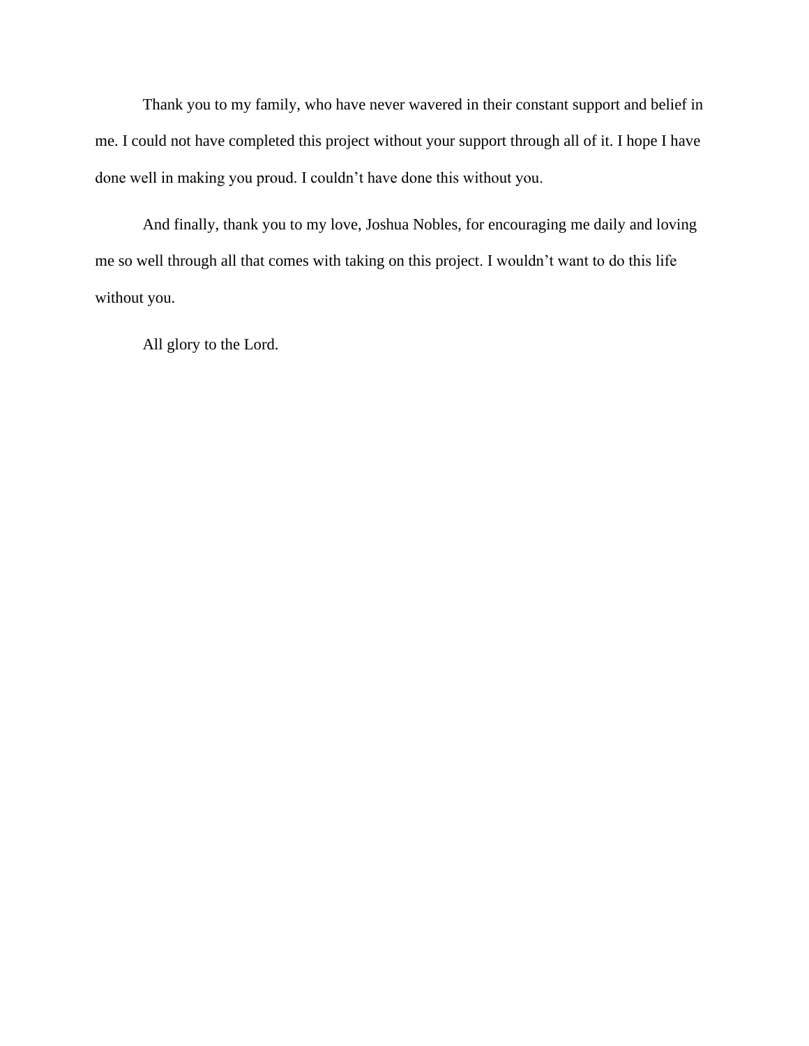Thank you to my family, who have never wavered in their constant support and belief in me. I could not have completed this project without your support through all of it. I hope I have done well in making you proud. I couldn't have done this without you.

And finally, thank you to my love, Joshua Nobles, for encouraging me daily and loving me so well through all that comes with taking on this project. I wouldn't want to do this life without you.

All glory to the Lord.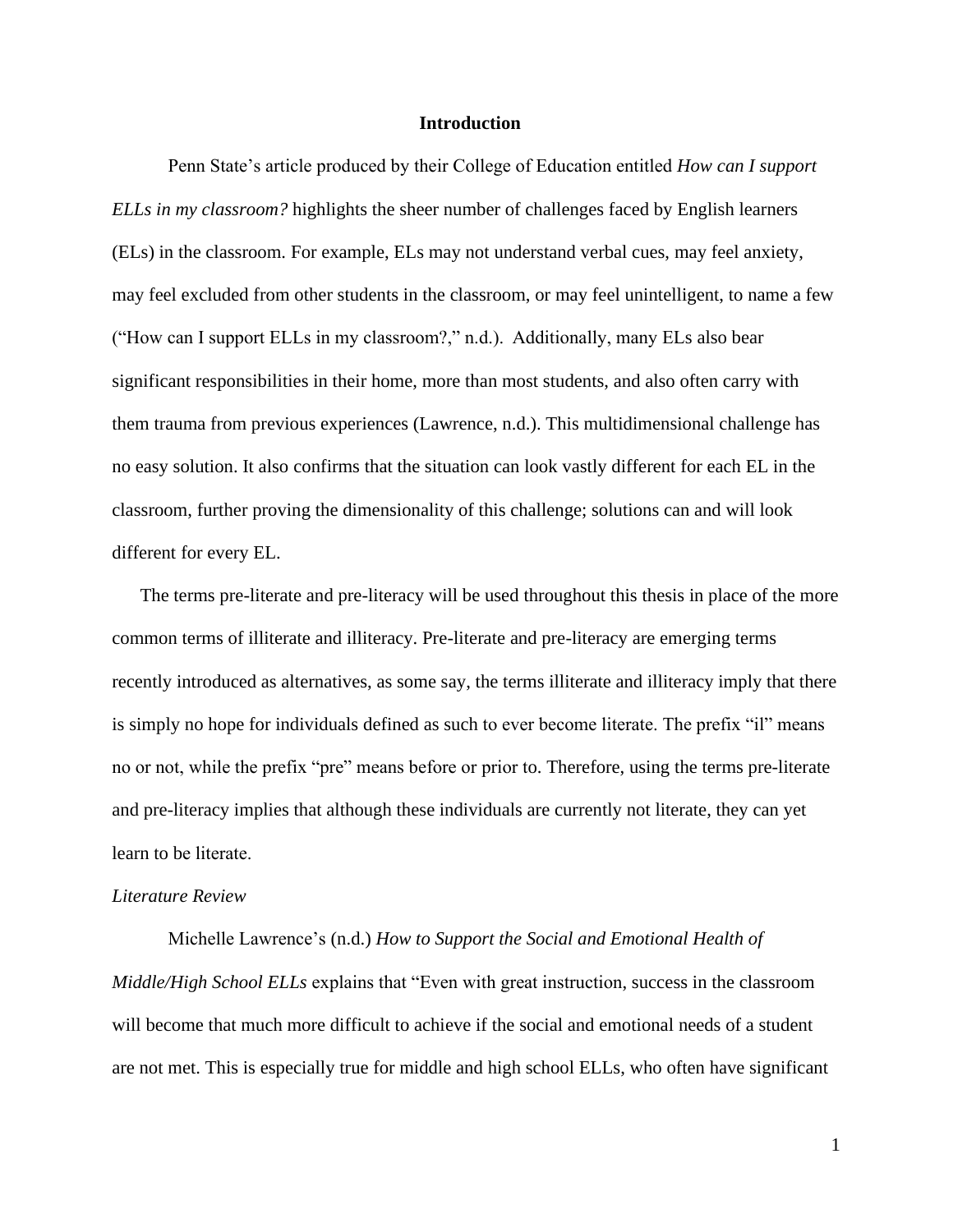# Introduction

Penn State's article produced by their College of Education entitled *How can I support ELLs in my classroom?* highlights the sheer number of challenges faced by English learners (ELs) in the classroom. For example, ELs may not understand verbal cues, may feel anxiety, may feel excluded from other students in the classroom, or may feel unintelligent, to name a few ("How can I support ELLs in my classroom?," n.d.). Additionally, many ELs also bear significant responsibilities in their home, more than most students, and also often carry with them trauma from previous experiences (Lawrence, n.d.). This multidimensional challenge has no easy solution. It also confirms that the situation can look vastly different for each EL in the classroom, further proving the dimensionality of this challenge; solutions can and will look different for every EL.

The terms pre-literate and pre-literacy will be used throughout this thesis in place of the more common terms of illiterate and illiteracy. Pre-literate and pre-literacy are emerging terms recently introduced as alternatives, as some say, the terms illiterate and illiteracy imply that there is simply no hope for individuals defined as such to ever become literate. The prefix "il" means no or not, while the prefix "pre" means before or prior to. Therefore, using the terms pre-literate and pre-literacy implies that although these individuals are currently not literate, they can yet learn to be literate.

## *Literature Review*

Michelle Lawrence's (n.d.) *How to Support the Social and Emotional Health of Middle/High School ELLs* explains that "Even with great instruction, success in the classroom will become that much more difficult to achieve if the social and emotional needs of a student are not met. This is especially true for middle and high school ELLs, who often have significant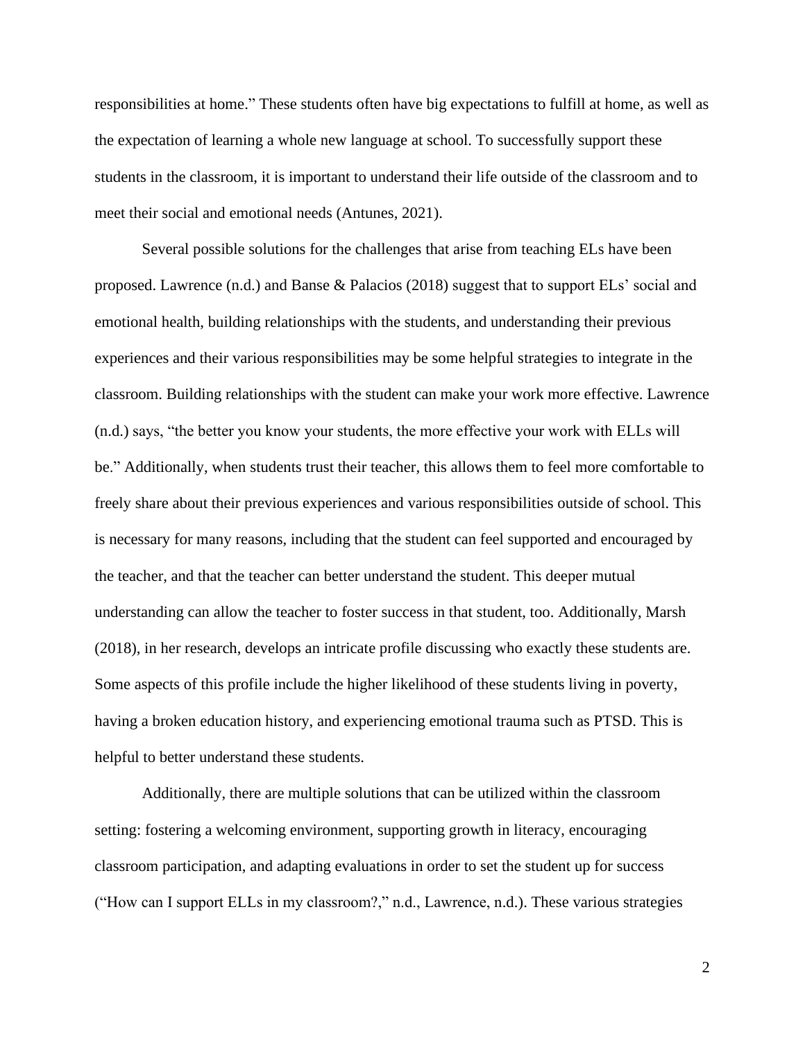responsibilities at home." These students often have big expectations to fulfill at home, as well as the expectation of learning a whole new language at school. To successfully support these students in the classroom, it is important to understand their life outside of the classroom and to meet their social and emotional needs (Antunes, 2021).

Several possible solutions for the challenges that arise from teaching ELs have been proposed. Lawrence (n.d.) and Banse & Palacios (2018) suggest that to support ELs' social and emotional health, building relationships with the students, and understanding their previous experiences and their various responsibilities may be some helpful strategies to integrate in the classroom. Building relationships with the student can make your work more effective. Lawrence (n.d.) says, "the better you know your students, the more effective your work with ELLs will be." Additionally, when students trust their teacher, this allows them to feel more comfortable to freely share about their previous experiences and various responsibilities outside of school. This is necessary for many reasons, including that the student can feel supported and encouraged by the teacher, and that the teacher can better understand the student. This deeper mutual understanding can allow the teacher to foster success in that student, too. Additionally, Marsh (2018), in her research, develops an intricate profile discussing who exactly these students are. Some aspects of this profile include the higher likelihood of these students living in poverty, having a broken education history, and experiencing emotional trauma such as PTSD. This is helpful to better understand these students.

Additionally, there are multiple solutions that can be utilized within the classroom setting: fostering a welcoming environment, supporting growth in literacy, encouraging classroom participation, and adapting evaluations in order to set the student up for success ("How can I support ELLs in my classroom?," n.d., Lawrence, n.d.). These various strategies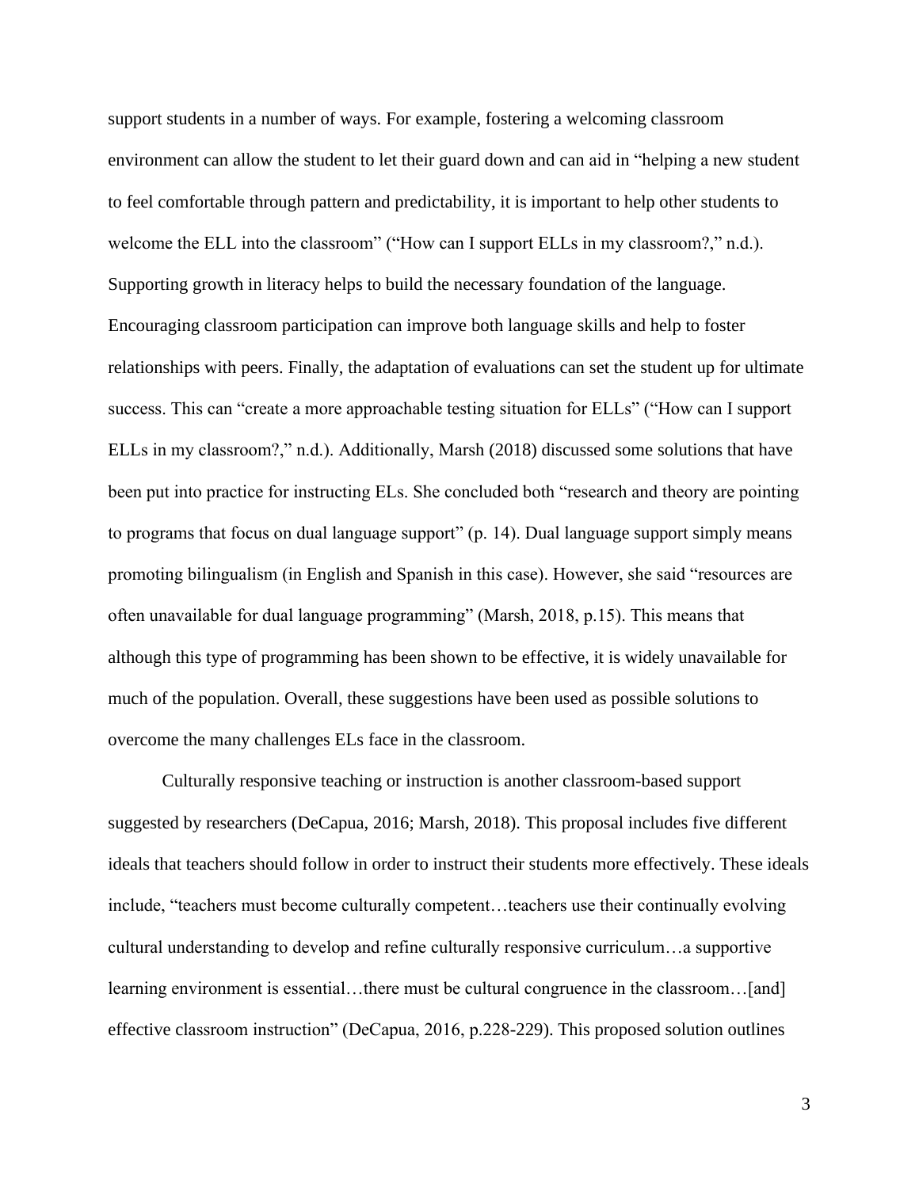support students in a number of ways. For example, fostering a welcoming classroom environment can allow the student to let their guard down and can aid in “helping a new student to feel comfortable through pattern and predictability, it is important to help other students to welcome the ELL into the classroom” (“How can I support ELLs in my classroom?,” n.d.). Supporting growth in literacy helps to build the necessary foundation of the language. Encouraging classroom participation can improve both language skills and help to foster relationships with peers. Finally, the adaptation of evaluations can set the student up for ultimate success. This can “create a more approachable testing situation for ELLs” (“How can I support ELLs in my classroom?,” n.d.). Additionally, Marsh (2018) discussed some solutions that have been put into practice for instructing ELs. She concluded both “research and theory are pointing to programs that focus on dual language support” (p. 14). Dual language support simply means promoting bilingualism (in English and Spanish in this case). However, she said “resources are often unavailable for dual language programming” (Marsh, 2018, p.15). This means that although this type of programming has been shown to be effective, it is widely unavailable for much of the population. Overall, these suggestions have been used as possible solutions to overcome the many challenges ELs face in the classroom.

Culturally responsive teaching or instruction is another classroom-based support suggested by researchers (DeCapua, 2016; Marsh, 2018). This proposal includes five different ideals that teachers should follow in order to instruct their students more effectively. These ideals include, “teachers must become culturally competent…teachers use their continually evolving cultural understanding to develop and refine culturally responsive curriculum…a supportive learning environment is essential…there must be cultural congruence in the classroom…[and] effective classroom instruction” (DeCapua, 2016, p.228-229). This proposed solution outlines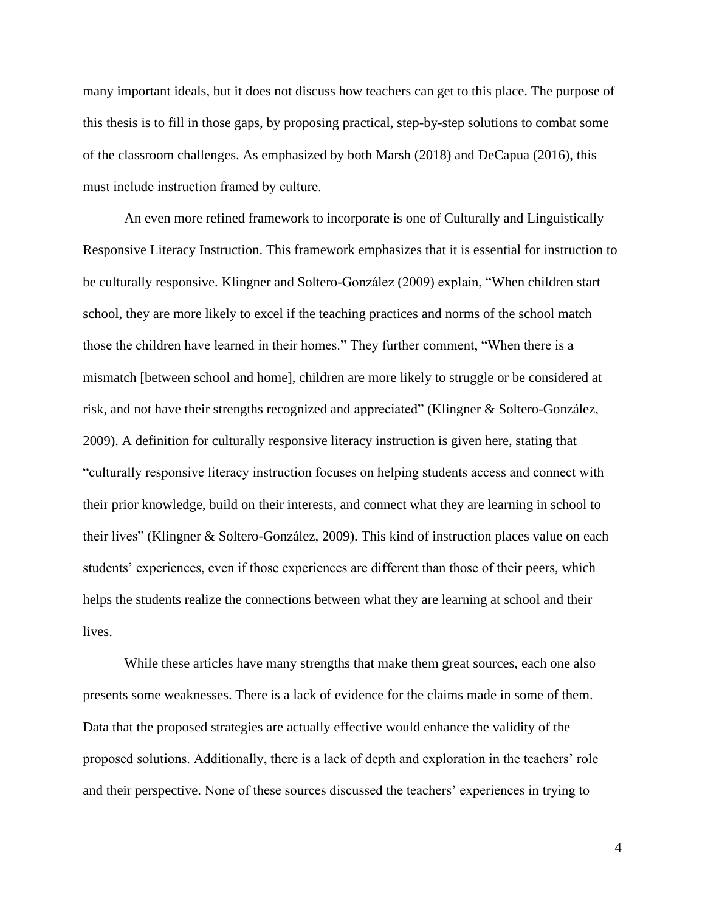many important ideals, but it does not discuss how teachers can get to this place. The purpose of this thesis is to fill in those gaps, by proposing practical, step-by-step solutions to combat some of the classroom challenges. As emphasized by both Marsh (2018) and DeCapua (2016), this must include instruction framed by culture.

An even more refined framework to incorporate is one of Culturally and Linguistically Responsive Literacy Instruction. This framework emphasizes that it is essential for instruction to be culturally responsive. Klingner and Soltero-González (2009) explain, "When children start school, they are more likely to excel if the teaching practices and norms of the school match those the children have learned in their homes." They further comment, "When there is a mismatch [between school and home], children are more likely to struggle or be considered at risk, and not have their strengths recognized and appreciated" (Klingner & Soltero-González, 2009). A definition for culturally responsive literacy instruction is given here, stating that "culturally responsive literacy instruction focuses on helping students access and connect with their prior knowledge, build on their interests, and connect what they are learning in school to their lives" (Klingner & Soltero-González, 2009). This kind of instruction places value on each students' experiences, even if those experiences are different than those of their peers, which helps the students realize the connections between what they are learning at school and their lives.

While these articles have many strengths that make them great sources, each one also presents some weaknesses. There is a lack of evidence for the claims made in some of them. Data that the proposed strategies are actually effective would enhance the validity of the proposed solutions. Additionally, there is a lack of depth and exploration in the teachers' role and their perspective. None of these sources discussed the teachers' experiences in trying to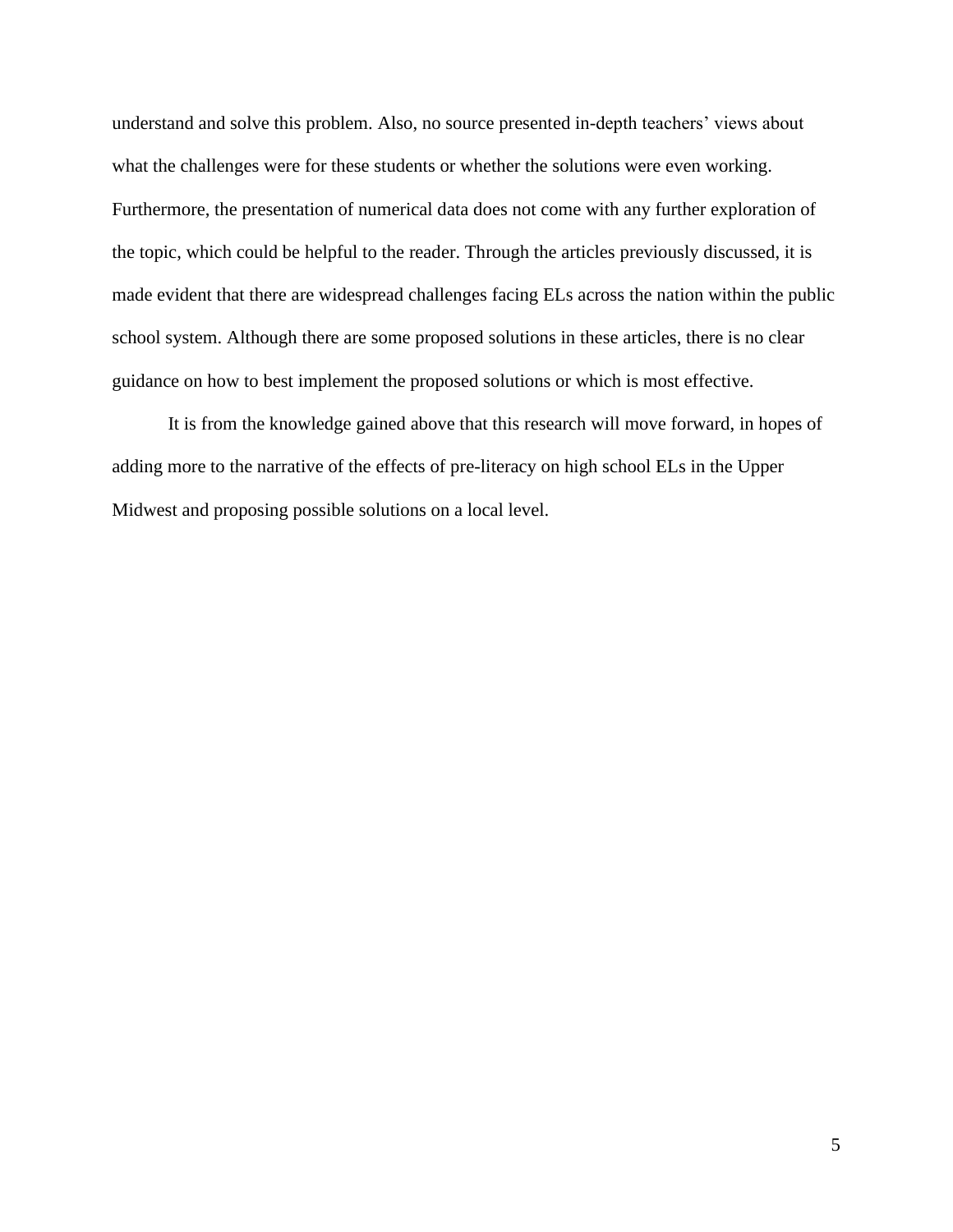understand and solve this problem. Also, no source presented in-depth teachers' views about what the challenges were for these students or whether the solutions were even working. Furthermore, the presentation of numerical data does not come with any further exploration of the topic, which could be helpful to the reader. Through the articles previously discussed, it is made evident that there are widespread challenges facing ELs across the nation within the public school system. Although there are some proposed solutions in these articles, there is no clear guidance on how to best implement the proposed solutions or which is most effective.

It is from the knowledge gained above that this research will move forward, in hopes of adding more to the narrative of the effects of pre-literacy on high school ELs in the Upper Midwest and proposing possible solutions on a local level.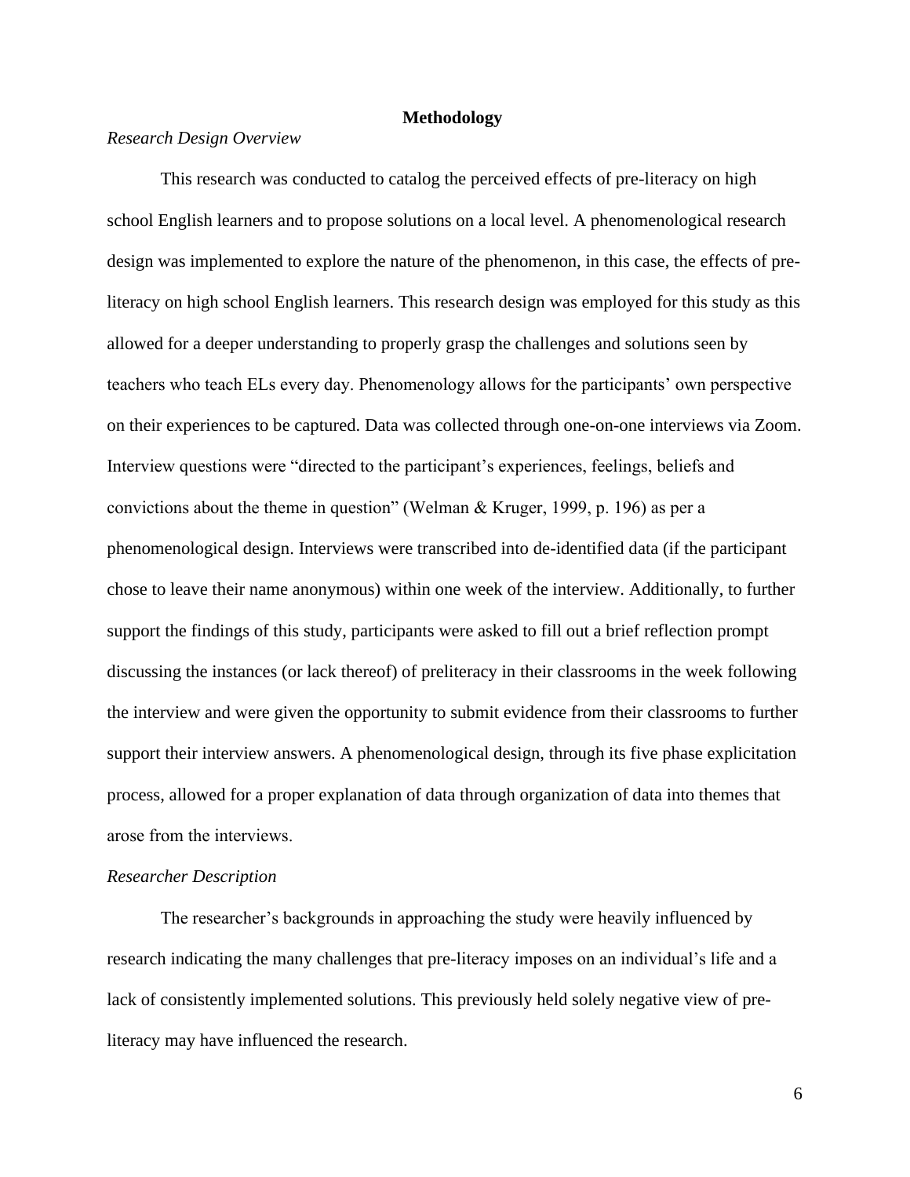## Methodology

*Research Design Overview*

This research was conducted to catalog the perceived effects of pre-literacy on high school English learners and to propose solutions on a local level. A phenomenological research design was implemented to explore the nature of the phenomenon, in this case, the effects of pre-literacy on high school English learners. This research design was employed for this study as this allowed for a deeper understanding to properly grasp the challenges and solutions seen by teachers who teach ELs every day. Phenomenology allows for the participants' own perspective on their experiences to be captured. Data was collected through one-on-one interviews via Zoom. Interview questions were "directed to the participant's experiences, feelings, beliefs and convictions about the theme in question" (Welman & Kruger, 1999, p. 196) as per a phenomenological design. Interviews were transcribed into de-identified data (if the participant chose to leave their name anonymous) within one week of the interview. Additionally, to further support the findings of this study, participants were asked to fill out a brief reflection prompt discussing the instances (or lack thereof) of preliteracy in their classrooms in the week following the interview and were given the opportunity to submit evidence from their classrooms to further support their interview answers. A phenomenological design, through its five phase explicitation process, allowed for a proper explanation of data through organization of data into themes that arose from the interviews.

*Researcher Description*

The researcher's backgrounds in approaching the study were heavily influenced by research indicating the many challenges that pre-literacy imposes on an individual's life and a lack of consistently implemented solutions. This previously held solely negative view of pre-literacy may have influenced the research.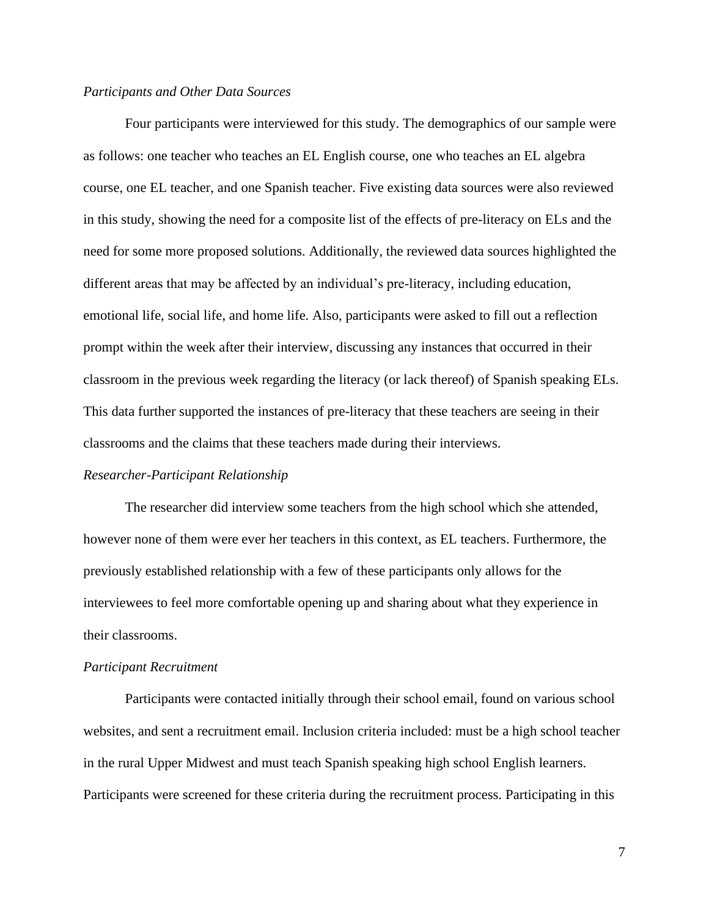*Participants and Other Data Sources*

Four participants were interviewed for this study. The demographics of our sample were as follows: one teacher who teaches an EL English course, one who teaches an EL algebra course, one EL teacher, and one Spanish teacher. Five existing data sources were also reviewed in this study, showing the need for a composite list of the effects of pre-literacy on ELs and the need for some more proposed solutions. Additionally, the reviewed data sources highlighted the different areas that may be affected by an individual's pre-literacy, including education, emotional life, social life, and home life. Also, participants were asked to fill out a reflection prompt within the week after their interview, discussing any instances that occurred in their classroom in the previous week regarding the literacy (or lack thereof) of Spanish speaking ELs. This data further supported the instances of pre-literacy that these teachers are seeing in their classrooms and the claims that these teachers made during their interviews.

*Researcher-Participant Relationship*

The researcher did interview some teachers from the high school which she attended, however none of them were ever her teachers in this context, as EL teachers. Furthermore, the previously established relationship with a few of these participants only allows for the interviewees to feel more comfortable opening up and sharing about what they experience in their classrooms.

*Participant Recruitment*

Participants were contacted initially through their school email, found on various school websites, and sent a recruitment email. Inclusion criteria included: must be a high school teacher in the rural Upper Midwest and must teach Spanish speaking high school English learners. Participants were screened for these criteria during the recruitment process. Participating in this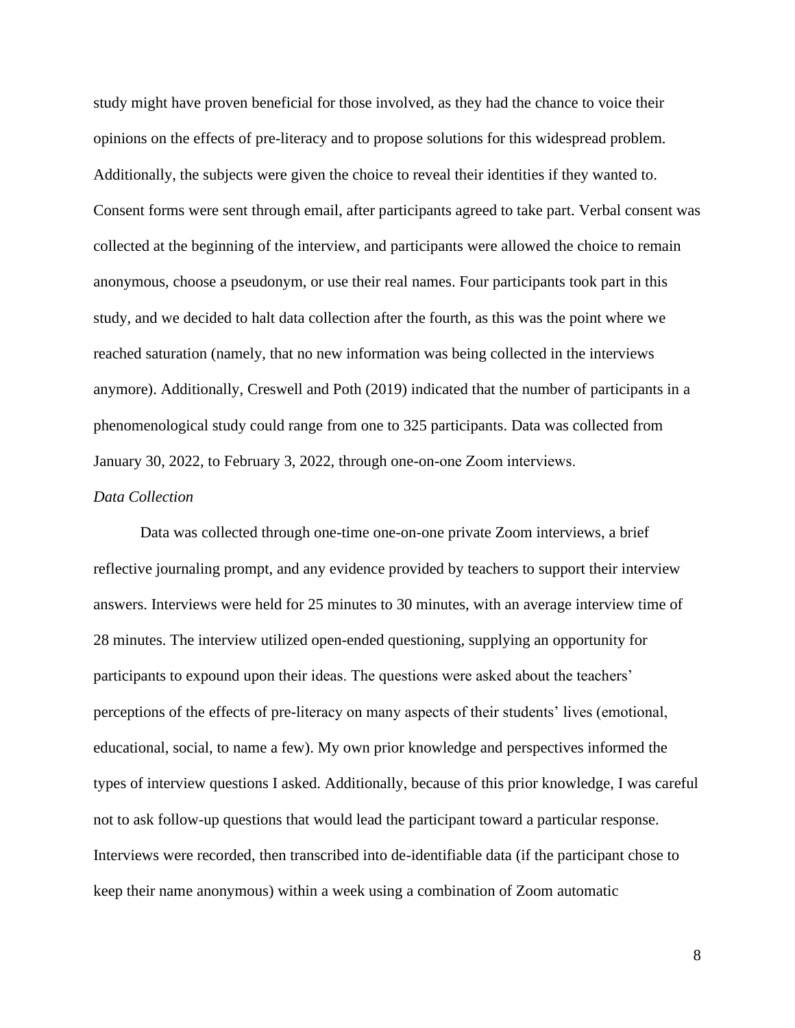study might have proven beneficial for those involved, as they had the chance to voice their opinions on the effects of pre-literacy and to propose solutions for this widespread problem. Additionally, the subjects were given the choice to reveal their identities if they wanted to. Consent forms were sent through email, after participants agreed to take part. Verbal consent was collected at the beginning of the interview, and participants were allowed the choice to remain anonymous, choose a pseudonym, or use their real names. Four participants took part in this study, and we decided to halt data collection after the fourth, as this was the point where we reached saturation (namely, that no new information was being collected in the interviews anymore). Additionally, Creswell and Poth (2019) indicated that the number of participants in a phenomenological study could range from one to 325 participants. Data was collected from January 30, 2022, to February 3, 2022, through one-on-one Zoom interviews.

### *Data Collection*

Data was collected through one-time one-on-one private Zoom interviews, a brief reflective journaling prompt, and any evidence provided by teachers to support their interview answers. Interviews were held for 25 minutes to 30 minutes, with an average interview time of 28 minutes. The interview utilized open-ended questioning, supplying an opportunity for participants to expound upon their ideas. The questions were asked about the teachers' perceptions of the effects of pre-literacy on many aspects of their students' lives (emotional, educational, social, to name a few). My own prior knowledge and perspectives informed the types of interview questions I asked. Additionally, because of this prior knowledge, I was careful not to ask follow-up questions that would lead the participant toward a particular response. Interviews were recorded, then transcribed into de-identifiable data (if the participant chose to keep their name anonymous) within a week using a combination of Zoom automatic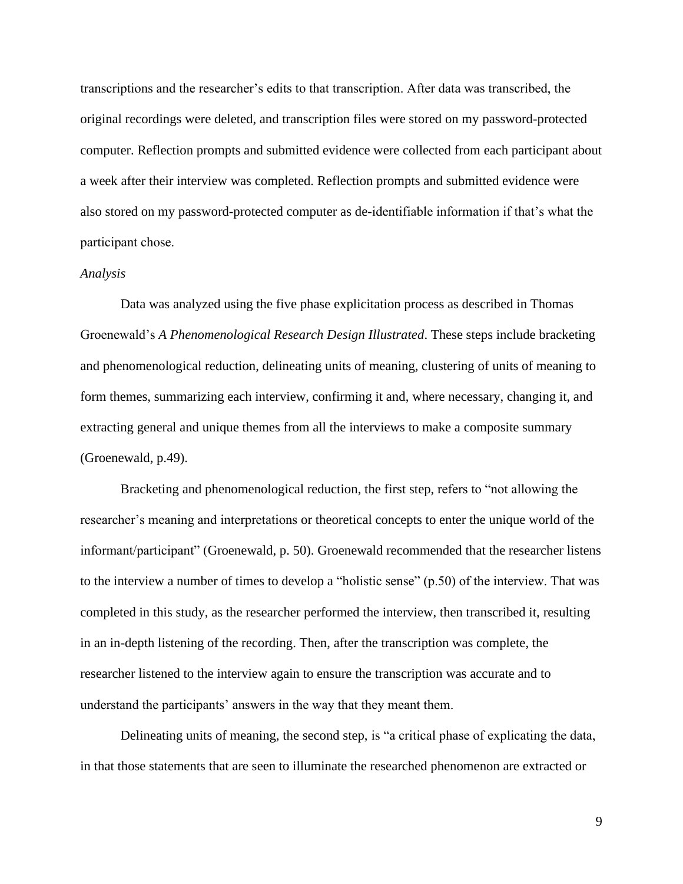transcriptions and the researcher's edits to that transcription. After data was transcribed, the original recordings were deleted, and transcription files were stored on my password-protected computer. Reflection prompts and submitted evidence were collected from each participant about a week after their interview was completed. Reflection prompts and submitted evidence were also stored on my password-protected computer as de-identifiable information if that's what the participant chose.

*Analysis*

Data was analyzed using the five phase explicitation process as described in Thomas Groenewald's *A Phenomenological Research Design Illustrated*. These steps include bracketing and phenomenological reduction, delineating units of meaning, clustering of units of meaning to form themes, summarizing each interview, confirming it and, where necessary, changing it, and extracting general and unique themes from all the interviews to make a composite summary (Groenewald, p.49).

Bracketing and phenomenological reduction, the first step, refers to "not allowing the researcher's meaning and interpretations or theoretical concepts to enter the unique world of the informant/participant" (Groenewald, p. 50). Groenewald recommended that the researcher listens to the interview a number of times to develop a "holistic sense" (p.50) of the interview. That was completed in this study, as the researcher performed the interview, then transcribed it, resulting in an in-depth listening of the recording. Then, after the transcription was complete, the researcher listened to the interview again to ensure the transcription was accurate and to understand the participants' answers in the way that they meant them.

Delineating units of meaning, the second step, is "a critical phase of explicating the data, in that those statements that are seen to illuminate the researched phenomenon are extracted or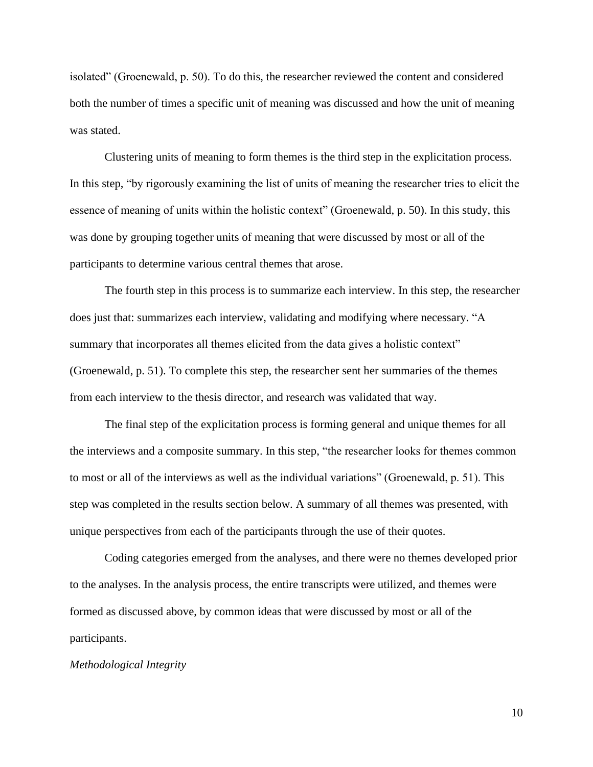isolated" (Groenewald, p. 50). To do this, the researcher reviewed the content and considered both the number of times a specific unit of meaning was discussed and how the unit of meaning was stated.

Clustering units of meaning to form themes is the third step in the explicitation process. In this step, "by rigorously examining the list of units of meaning the researcher tries to elicit the essence of meaning of units within the holistic context" (Groenewald, p. 50). In this study, this was done by grouping together units of meaning that were discussed by most or all of the participants to determine various central themes that arose.

The fourth step in this process is to summarize each interview. In this step, the researcher does just that: summarizes each interview, validating and modifying where necessary. "A summary that incorporates all themes elicited from the data gives a holistic context" (Groenewald, p. 51). To complete this step, the researcher sent her summaries of the themes from each interview to the thesis director, and research was validated that way.

The final step of the explicitation process is forming general and unique themes for all the interviews and a composite summary. In this step, "the researcher looks for themes common to most or all of the interviews as well as the individual variations" (Groenewald, p. 51). This step was completed in the results section below. A summary of all themes was presented, with unique perspectives from each of the participants through the use of their quotes.

Coding categories emerged from the analyses, and there were no themes developed prior to the analyses. In the analysis process, the entire transcripts were utilized, and themes were formed as discussed above, by common ideas that were discussed by most or all of the participants.

*Methodological Integrity*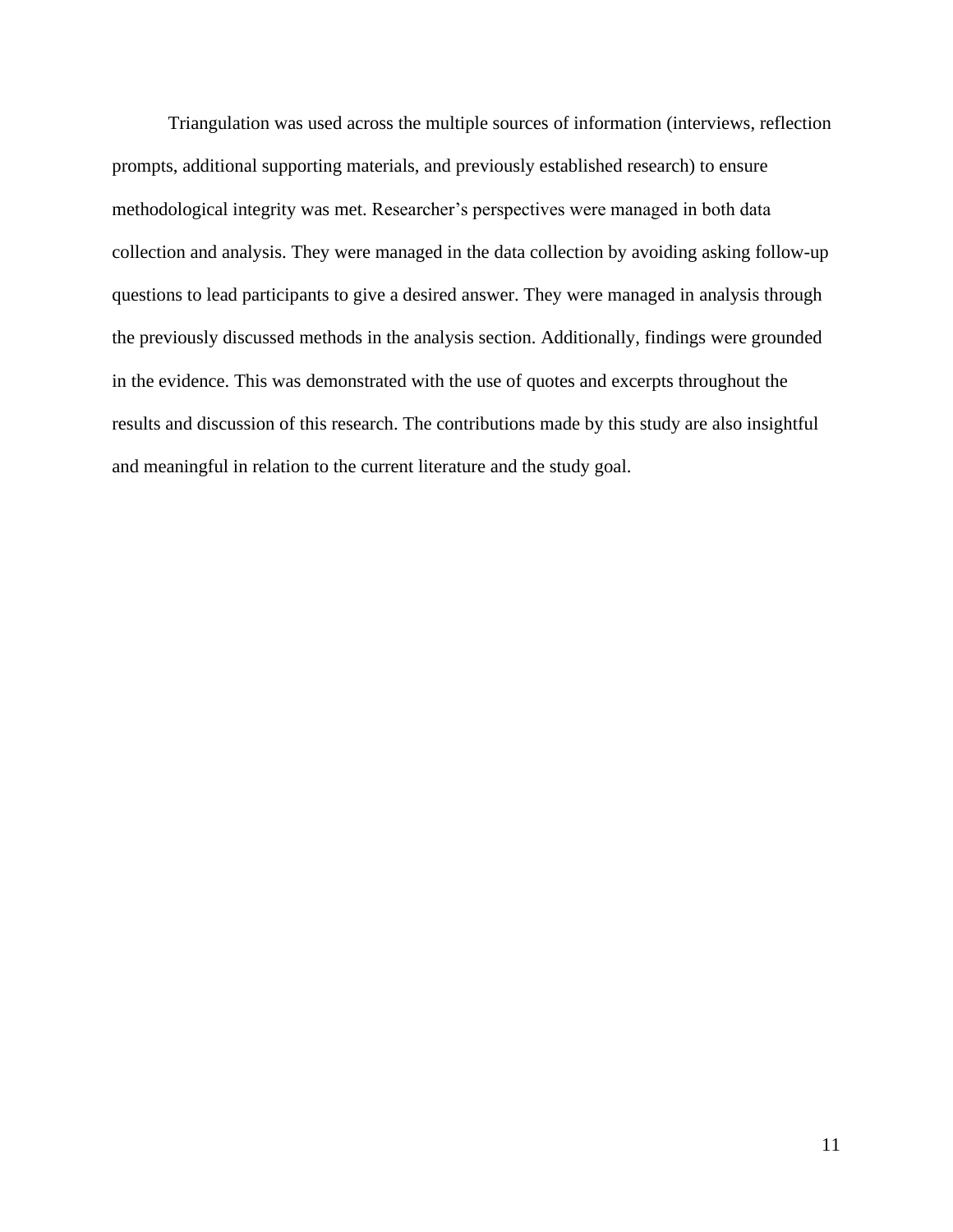Triangulation was used across the multiple sources of information (interviews, reflection prompts, additional supporting materials, and previously established research) to ensure methodological integrity was met. Researcher's perspectives were managed in both data collection and analysis. They were managed in the data collection by avoiding asking follow-up questions to lead participants to give a desired answer. They were managed in analysis through the previously discussed methods in the analysis section. Additionally, findings were grounded in the evidence. This was demonstrated with the use of quotes and excerpts throughout the results and discussion of this research. The contributions made by this study are also insightful and meaningful in relation to the current literature and the study goal.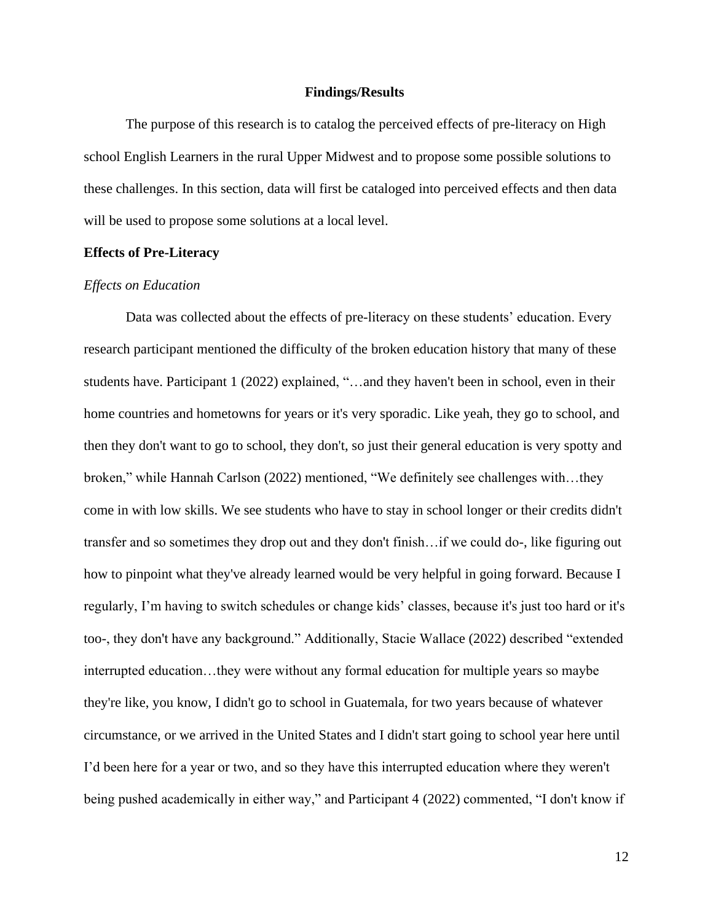## Findings/Results

The purpose of this research is to catalog the perceived effects of pre-literacy on High school English Learners in the rural Upper Midwest and to propose some possible solutions to these challenges. In this section, data will first be cataloged into perceived effects and then data will be used to propose some solutions at a local level.

### Effects of Pre-Literacy

#### *Effects on Education*

Data was collected about the effects of pre-literacy on these students' education. Every research participant mentioned the difficulty of the broken education history that many of these students have. Participant 1 (2022) explained, "…and they haven't been in school, even in their home countries and hometowns for years or it's very sporadic. Like yeah, they go to school, and then they don't want to go to school, they don't, so just their general education is very spotty and broken," while Hannah Carlson (2022) mentioned, "We definitely see challenges with…they come in with low skills. We see students who have to stay in school longer or their credits didn't transfer and so sometimes they drop out and they don't finish…if we could do-, like figuring out how to pinpoint what they've already learned would be very helpful in going forward. Because I regularly, I'm having to switch schedules or change kids' classes, because it's just too hard or it's too-, they don't have any background." Additionally, Stacie Wallace (2022) described "extended interrupted education…they were without any formal education for multiple years so maybe they're like, you know, I didn't go to school in Guatemala, for two years because of whatever circumstance, or we arrived in the United States and I didn't start going to school year here until I'd been here for a year or two, and so they have this interrupted education where they weren't being pushed academically in either way," and Participant 4 (2022) commented, "I don't know if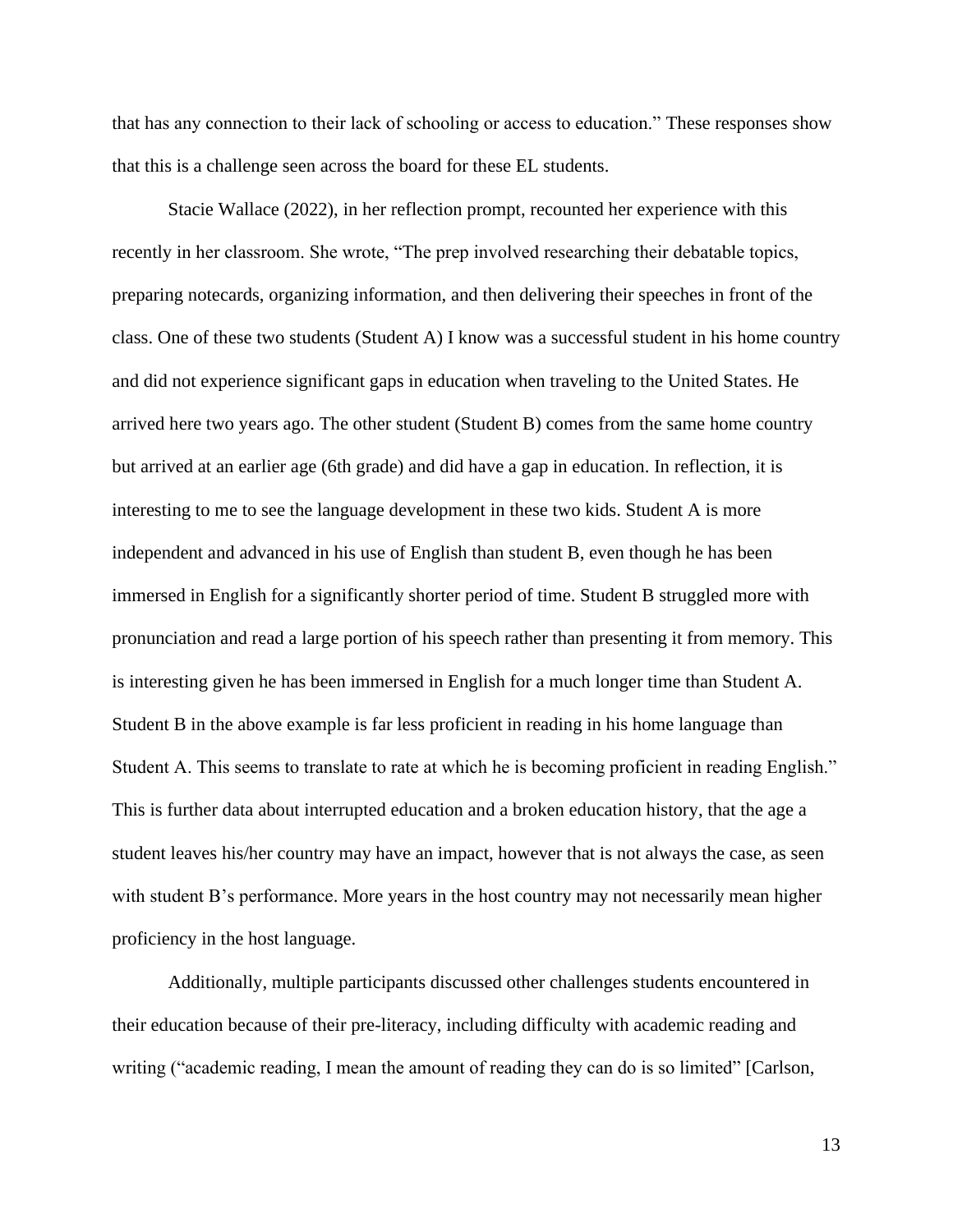that has any connection to their lack of schooling or access to education." These responses show that this is a challenge seen across the board for these EL students.

Stacie Wallace (2022), in her reflection prompt, recounted her experience with this recently in her classroom. She wrote, "The prep involved researching their debatable topics, preparing notecards, organizing information, and then delivering their speeches in front of the class. One of these two students (Student A) I know was a successful student in his home country and did not experience significant gaps in education when traveling to the United States. He arrived here two years ago. The other student (Student B) comes from the same home country but arrived at an earlier age (6th grade) and did have a gap in education. In reflection, it is interesting to me to see the language development in these two kids. Student A is more independent and advanced in his use of English than student B, even though he has been immersed in English for a significantly shorter period of time. Student B struggled more with pronunciation and read a large portion of his speech rather than presenting it from memory. This is interesting given he has been immersed in English for a much longer time than Student A. Student B in the above example is far less proficient in reading in his home language than Student A. This seems to translate to rate at which he is becoming proficient in reading English." This is further data about interrupted education and a broken education history, that the age a student leaves his/her country may have an impact, however that is not always the case, as seen with student B's performance. More years in the host country may not necessarily mean higher proficiency in the host language.

Additionally, multiple participants discussed other challenges students encountered in their education because of their pre-literacy, including difficulty with academic reading and writing ("academic reading, I mean the amount of reading they can do is so limited" [Carlson,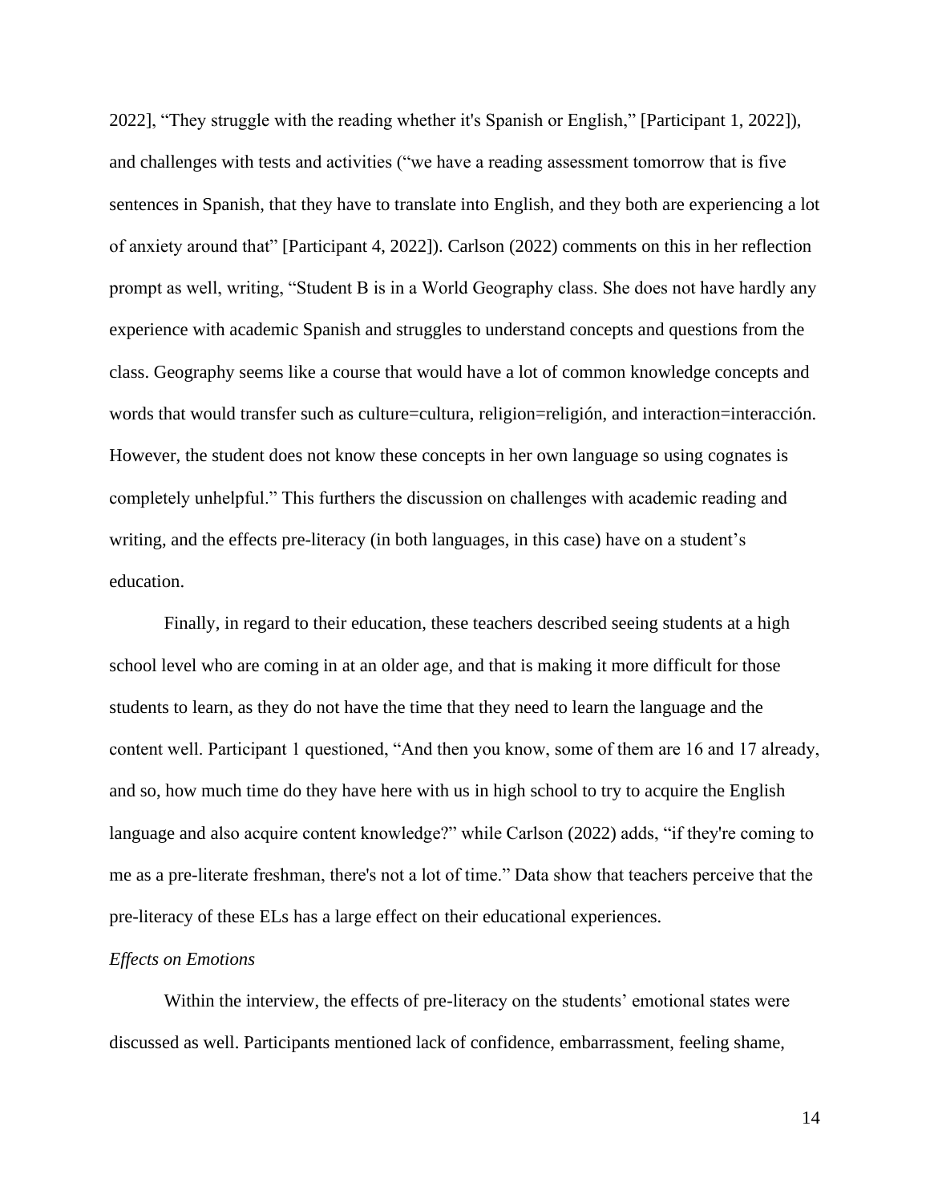2022], "They struggle with the reading whether it's Spanish or English," [Participant 1, 2022]), and challenges with tests and activities ("we have a reading assessment tomorrow that is five sentences in Spanish, that they have to translate into English, and they both are experiencing a lot of anxiety around that" [Participant 4, 2022]). Carlson (2022) comments on this in her reflection prompt as well, writing, "Student B is in a World Geography class. She does not have hardly any experience with academic Spanish and struggles to understand concepts and questions from the class. Geography seems like a course that would have a lot of common knowledge concepts and words that would transfer such as culture=cultura, religion=religión, and interaction=interacción. However, the student does not know these concepts in her own language so using cognates is completely unhelpful." This furthers the discussion on challenges with academic reading and writing, and the effects pre-literacy (in both languages, in this case) have on a student's education.

Finally, in regard to their education, these teachers described seeing students at a high school level who are coming in at an older age, and that is making it more difficult for those students to learn, as they do not have the time that they need to learn the language and the content well. Participant 1 questioned, "And then you know, some of them are 16 and 17 already, and so, how much time do they have here with us in high school to try to acquire the English language and also acquire content knowledge?" while Carlson (2022) adds, "if they're coming to me as a pre-literate freshman, there's not a lot of time." Data show that teachers perceive that the pre-literacy of these ELs has a large effect on their educational experiences.

*Effects on Emotions*

Within the interview, the effects of pre-literacy on the students' emotional states were discussed as well. Participants mentioned lack of confidence, embarrassment, feeling shame,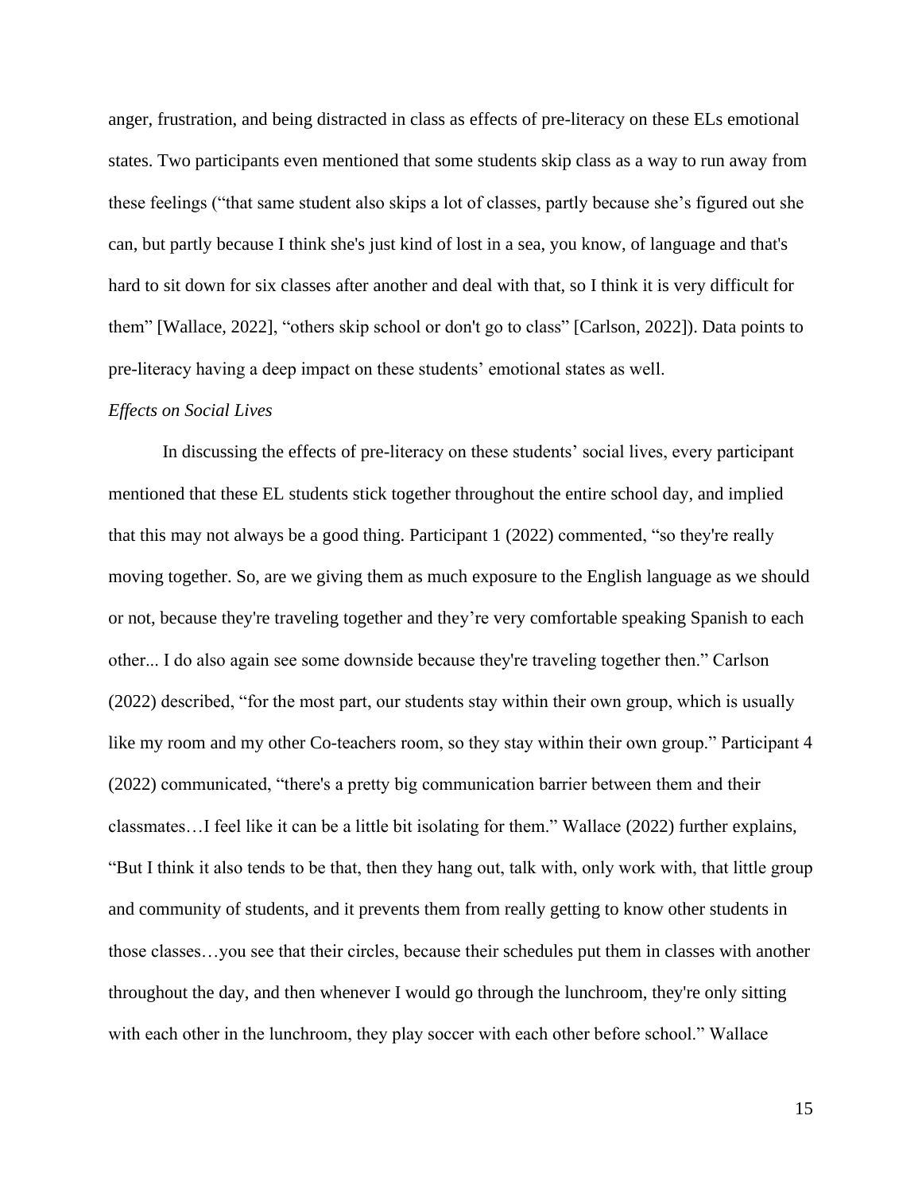anger, frustration, and being distracted in class as effects of pre-literacy on these ELs emotional states. Two participants even mentioned that some students skip class as a way to run away from these feelings ("that same student also skips a lot of classes, partly because she's figured out she can, but partly because I think she's just kind of lost in a sea, you know, of language and that's hard to sit down for six classes after another and deal with that, so I think it is very difficult for them" [Wallace, 2022], "others skip school or don't go to class" [Carlson, 2022]). Data points to pre-literacy having a deep impact on these students' emotional states as well.

*Effects on Social Lives*

In discussing the effects of pre-literacy on these students' social lives, every participant mentioned that these EL students stick together throughout the entire school day, and implied that this may not always be a good thing. Participant 1 (2022) commented, "so they're really moving together. So, are we giving them as much exposure to the English language as we should or not, because they're traveling together and they're very comfortable speaking Spanish to each other... I do also again see some downside because they're traveling together then." Carlson (2022) described, "for the most part, our students stay within their own group, which is usually like my room and my other Co-teachers room, so they stay within their own group." Participant 4 (2022) communicated, "there's a pretty big communication barrier between them and their classmates…I feel like it can be a little bit isolating for them." Wallace (2022) further explains, "But I think it also tends to be that, then they hang out, talk with, only work with, that little group and community of students, and it prevents them from really getting to know other students in those classes…you see that their circles, because their schedules put them in classes with another throughout the day, and then whenever I would go through the lunchroom, they're only sitting with each other in the lunchroom, they play soccer with each other before school." Wallace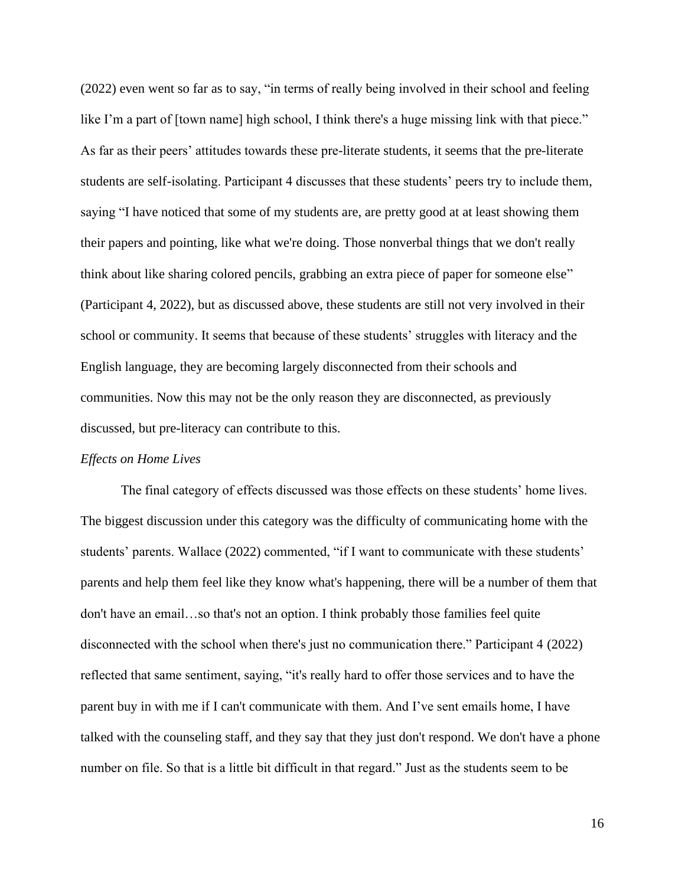(2022) even went so far as to say, "in terms of really being involved in their school and feeling like I'm a part of [town name] high school, I think there's a huge missing link with that piece." As far as their peers' attitudes towards these pre-literate students, it seems that the pre-literate students are self-isolating. Participant 4 discusses that these students' peers try to include them, saying "I have noticed that some of my students are, are pretty good at at least showing them their papers and pointing, like what we're doing. Those nonverbal things that we don't really think about like sharing colored pencils, grabbing an extra piece of paper for someone else" (Participant 4, 2022), but as discussed above, these students are still not very involved in their school or community. It seems that because of these students' struggles with literacy and the English language, they are becoming largely disconnected from their schools and communities. Now this may not be the only reason they are disconnected, as previously discussed, but pre-literacy can contribute to this.

*Effects on Home Lives*

The final category of effects discussed was those effects on these students' home lives. The biggest discussion under this category was the difficulty of communicating home with the students' parents. Wallace (2022) commented, "if I want to communicate with these students' parents and help them feel like they know what's happening, there will be a number of them that don't have an email…so that's not an option. I think probably those families feel quite disconnected with the school when there's just no communication there." Participant 4 (2022) reflected that same sentiment, saying, "it's really hard to offer those services and to have the parent buy in with me if I can't communicate with them. And I've sent emails home, I have talked with the counseling staff, and they say that they just don't respond. We don't have a phone number on file. So that is a little bit difficult in that regard." Just as the students seem to be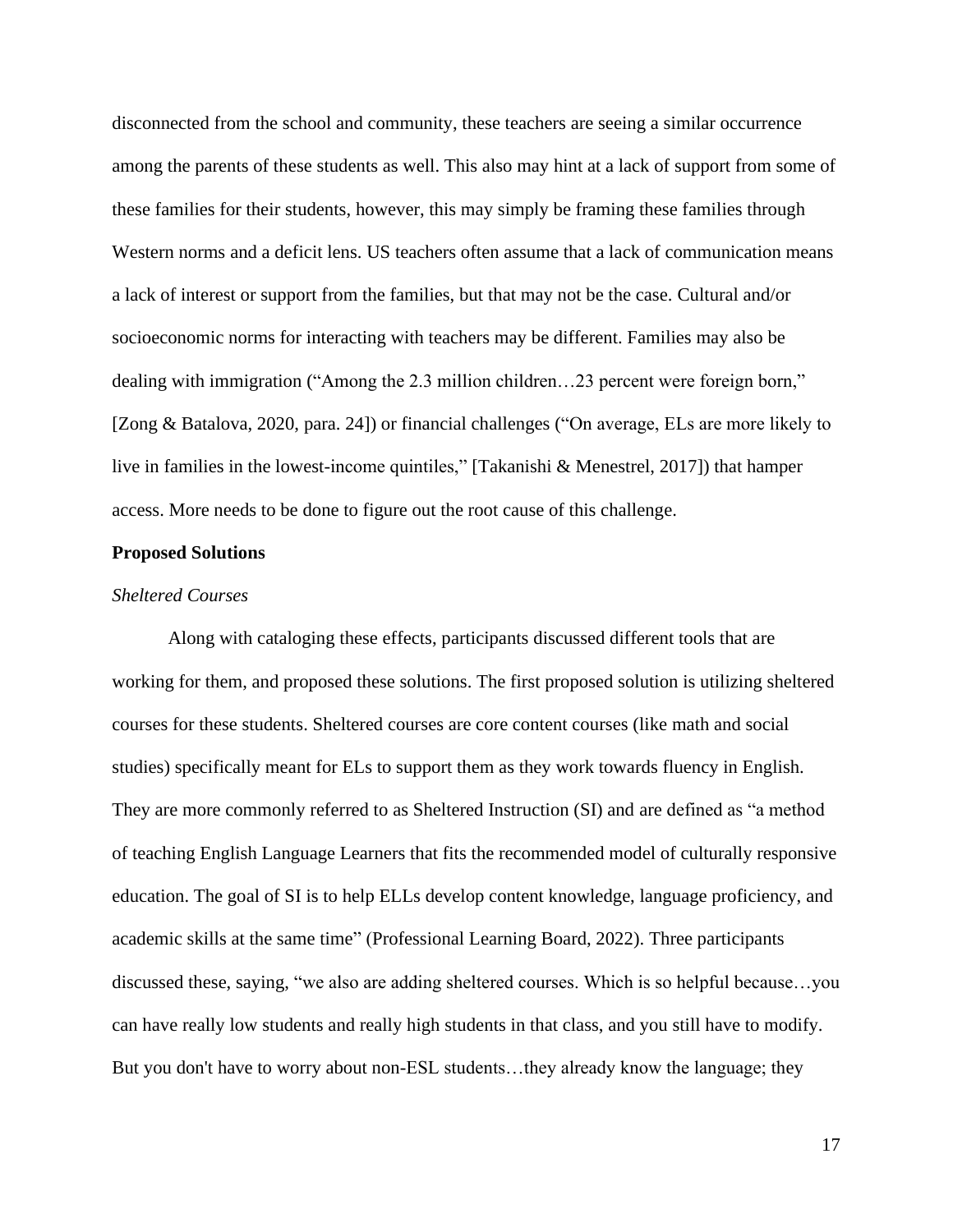disconnected from the school and community, these teachers are seeing a similar occurrence among the parents of these students as well. This also may hint at a lack of support from some of these families for their students, however, this may simply be framing these families through Western norms and a deficit lens. US teachers often assume that a lack of communication means a lack of interest or support from the families, but that may not be the case. Cultural and/or socioeconomic norms for interacting with teachers may be different. Families may also be dealing with immigration ("Among the 2.3 million children…23 percent were foreign born," [Zong & Batalova, 2020, para. 24]) or financial challenges ("On average, ELs are more likely to live in families in the lowest-income quintiles," [Takanishi & Menestrel, 2017]) that hamper access. More needs to be done to figure out the root cause of this challenge.

**Proposed Solutions**

*Sheltered Courses*

Along with cataloging these effects, participants discussed different tools that are working for them, and proposed these solutions. The first proposed solution is utilizing sheltered courses for these students. Sheltered courses are core content courses (like math and social studies) specifically meant for ELs to support them as they work towards fluency in English. They are more commonly referred to as Sheltered Instruction (SI) and are defined as "a method of teaching English Language Learners that fits the recommended model of culturally responsive education. The goal of SI is to help ELLs develop content knowledge, language proficiency, and academic skills at the same time" (Professional Learning Board, 2022). Three participants discussed these, saying, "we also are adding sheltered courses. Which is so helpful because…you can have really low students and really high students in that class, and you still have to modify. But you don't have to worry about non-ESL students…they already know the language; they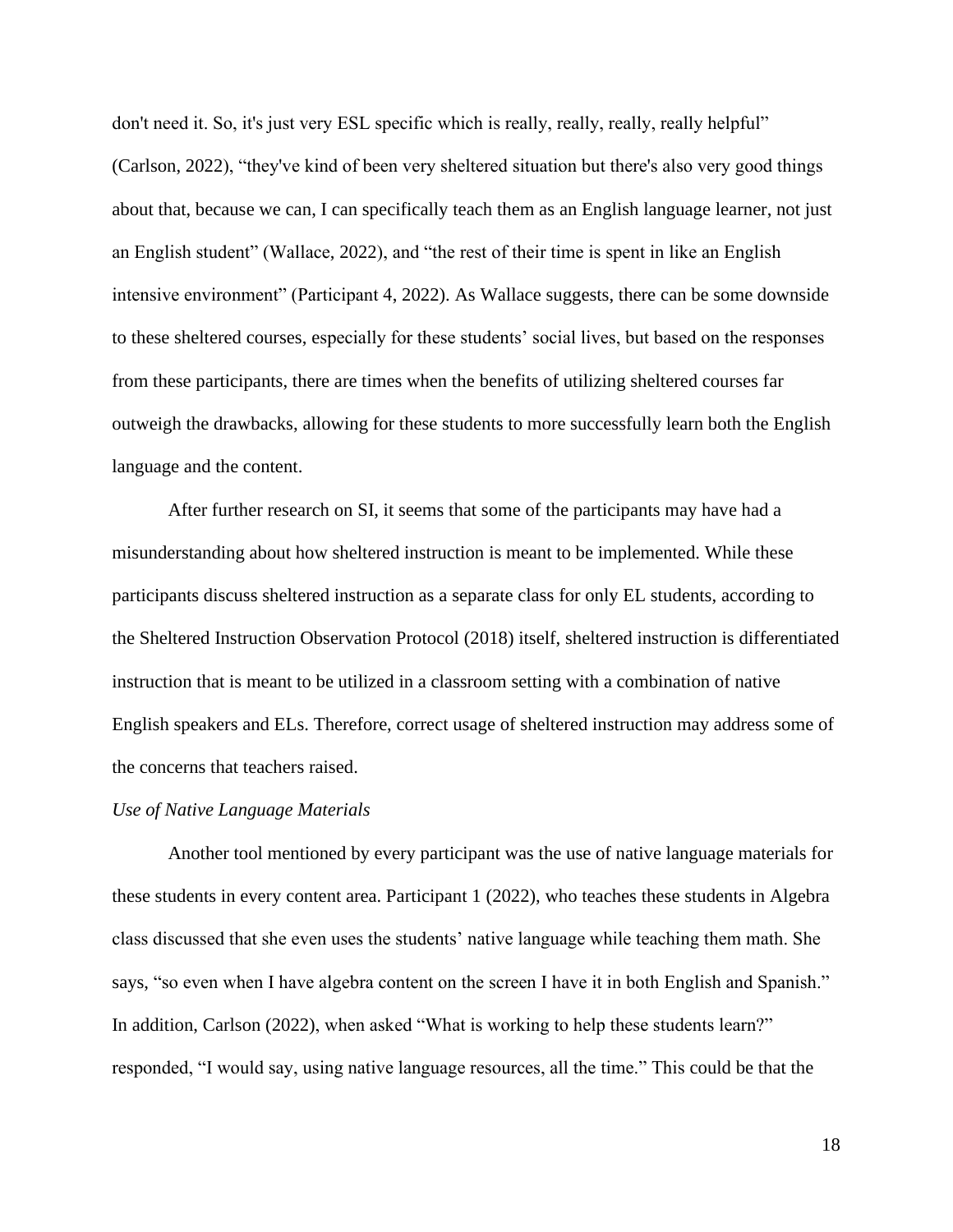don't need it. So, it's just very ESL specific which is really, really, really, really helpful" (Carlson, 2022), "they've kind of been very sheltered situation but there's also very good things about that, because we can, I can specifically teach them as an English language learner, not just an English student" (Wallace, 2022), and "the rest of their time is spent in like an English intensive environment" (Participant 4, 2022). As Wallace suggests, there can be some downside to these sheltered courses, especially for these students' social lives, but based on the responses from these participants, there are times when the benefits of utilizing sheltered courses far outweigh the drawbacks, allowing for these students to more successfully learn both the English language and the content.

After further research on SI, it seems that some of the participants may have had a misunderstanding about how sheltered instruction is meant to be implemented. While these participants discuss sheltered instruction as a separate class for only EL students, according to the Sheltered Instruction Observation Protocol (2018) itself, sheltered instruction is differentiated instruction that is meant to be utilized in a classroom setting with a combination of native English speakers and ELs. Therefore, correct usage of sheltered instruction may address some of the concerns that teachers raised.

*Use of Native Language Materials*

Another tool mentioned by every participant was the use of native language materials for these students in every content area. Participant 1 (2022), who teaches these students in Algebra class discussed that she even uses the students' native language while teaching them math. She says, "so even when I have algebra content on the screen I have it in both English and Spanish." In addition, Carlson (2022), when asked "What is working to help these students learn?" responded, "I would say, using native language resources, all the time." This could be that the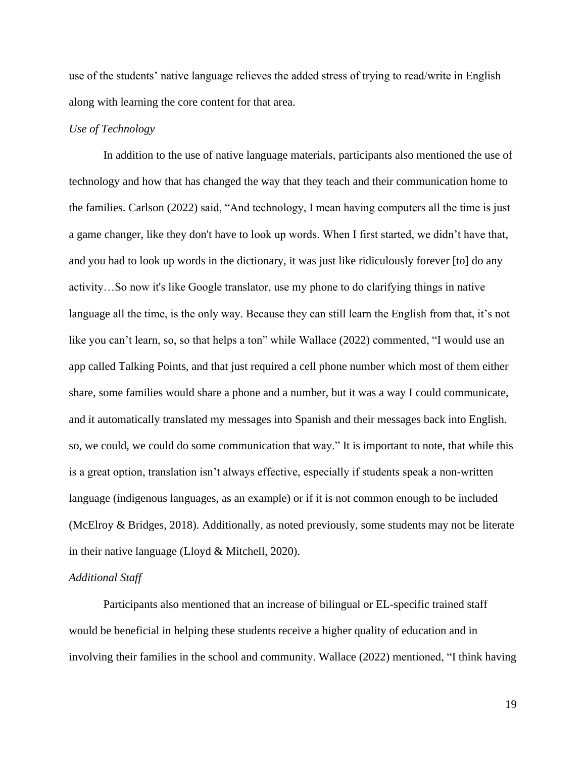use of the students' native language relieves the added stress of trying to read/write in English along with learning the core content for that area.

*Use of Technology*

In addition to the use of native language materials, participants also mentioned the use of technology and how that has changed the way that they teach and their communication home to the families. Carlson (2022) said, "And technology, I mean having computers all the time is just a game changer, like they don't have to look up words. When I first started, we didn't have that, and you had to look up words in the dictionary, it was just like ridiculously forever [to] do any activity…So now it's like Google translator, use my phone to do clarifying things in native language all the time, is the only way. Because they can still learn the English from that, it's not like you can't learn, so, so that helps a ton" while Wallace (2022) commented, "I would use an app called Talking Points, and that just required a cell phone number which most of them either share, some families would share a phone and a number, but it was a way I could communicate, and it automatically translated my messages into Spanish and their messages back into English. so, we could, we could do some communication that way." It is important to note, that while this is a great option, translation isn't always effective, especially if students speak a non-written language (indigenous languages, as an example) or if it is not common enough to be included (McElroy & Bridges, 2018). Additionally, as noted previously, some students may not be literate in their native language (Lloyd & Mitchell, 2020).

*Additional Staff*

Participants also mentioned that an increase of bilingual or EL-specific trained staff would be beneficial in helping these students receive a higher quality of education and in involving their families in the school and community. Wallace (2022) mentioned, "I think having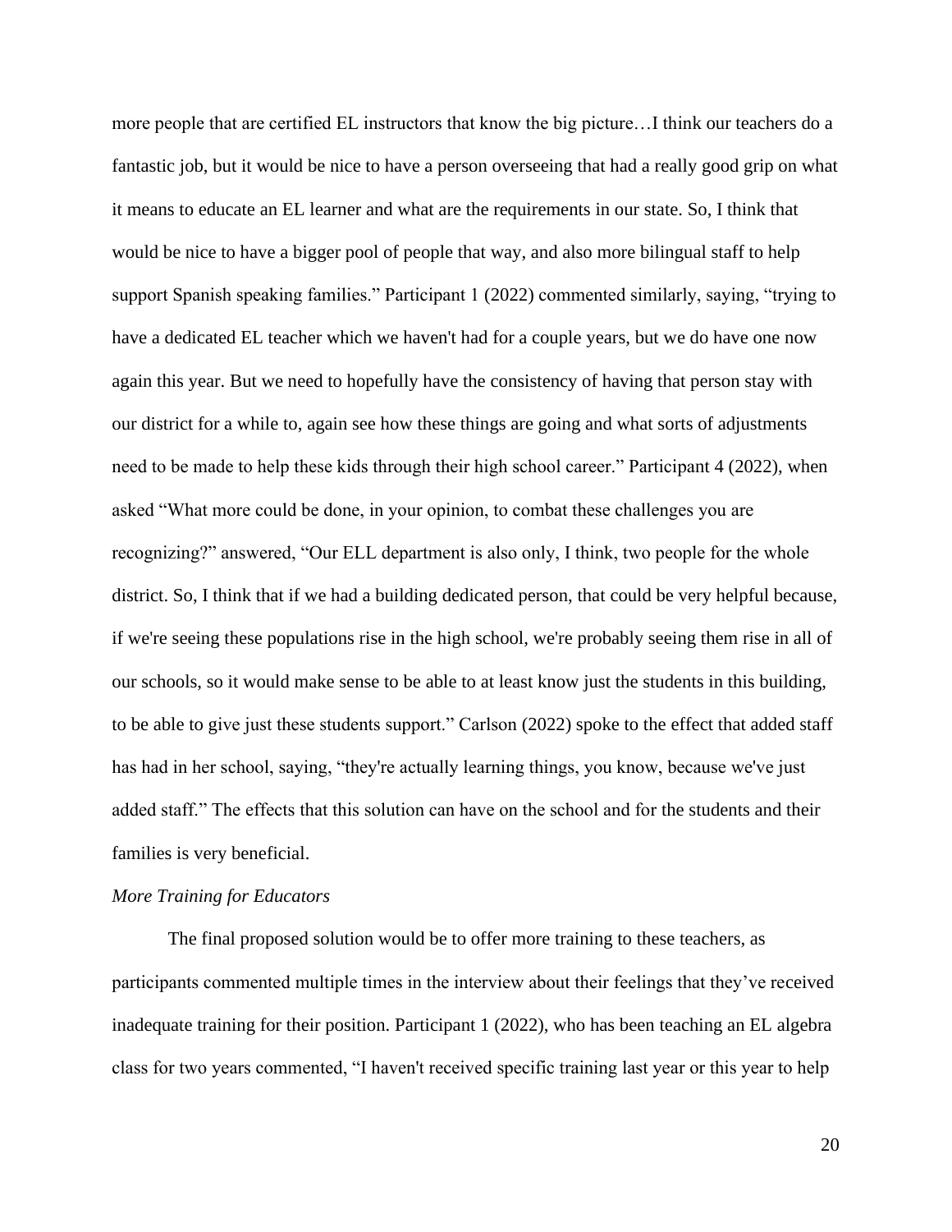more people that are certified EL instructors that know the big picture…I think our teachers do a fantastic job, but it would be nice to have a person overseeing that had a really good grip on what it means to educate an EL learner and what are the requirements in our state. So, I think that would be nice to have a bigger pool of people that way, and also more bilingual staff to help support Spanish speaking families." Participant 1 (2022) commented similarly, saying, "trying to have a dedicated EL teacher which we haven't had for a couple years, but we do have one now again this year. But we need to hopefully have the consistency of having that person stay with our district for a while to, again see how these things are going and what sorts of adjustments need to be made to help these kids through their high school career." Participant 4 (2022), when asked "What more could be done, in your opinion, to combat these challenges you are recognizing?" answered, "Our ELL department is also only, I think, two people for the whole district. So, I think that if we had a building dedicated person, that could be very helpful because, if we're seeing these populations rise in the high school, we're probably seeing them rise in all of our schools, so it would make sense to be able to at least know just the students in this building, to be able to give just these students support." Carlson (2022) spoke to the effect that added staff has had in her school, saying, "they're actually learning things, you know, because we've just added staff." The effects that this solution can have on the school and for the students and their families is very beneficial.

*More Training for Educators*

The final proposed solution would be to offer more training to these teachers, as participants commented multiple times in the interview about their feelings that they've received inadequate training for their position. Participant 1 (2022), who has been teaching an EL algebra class for two years commented, "I haven't received specific training last year or this year to help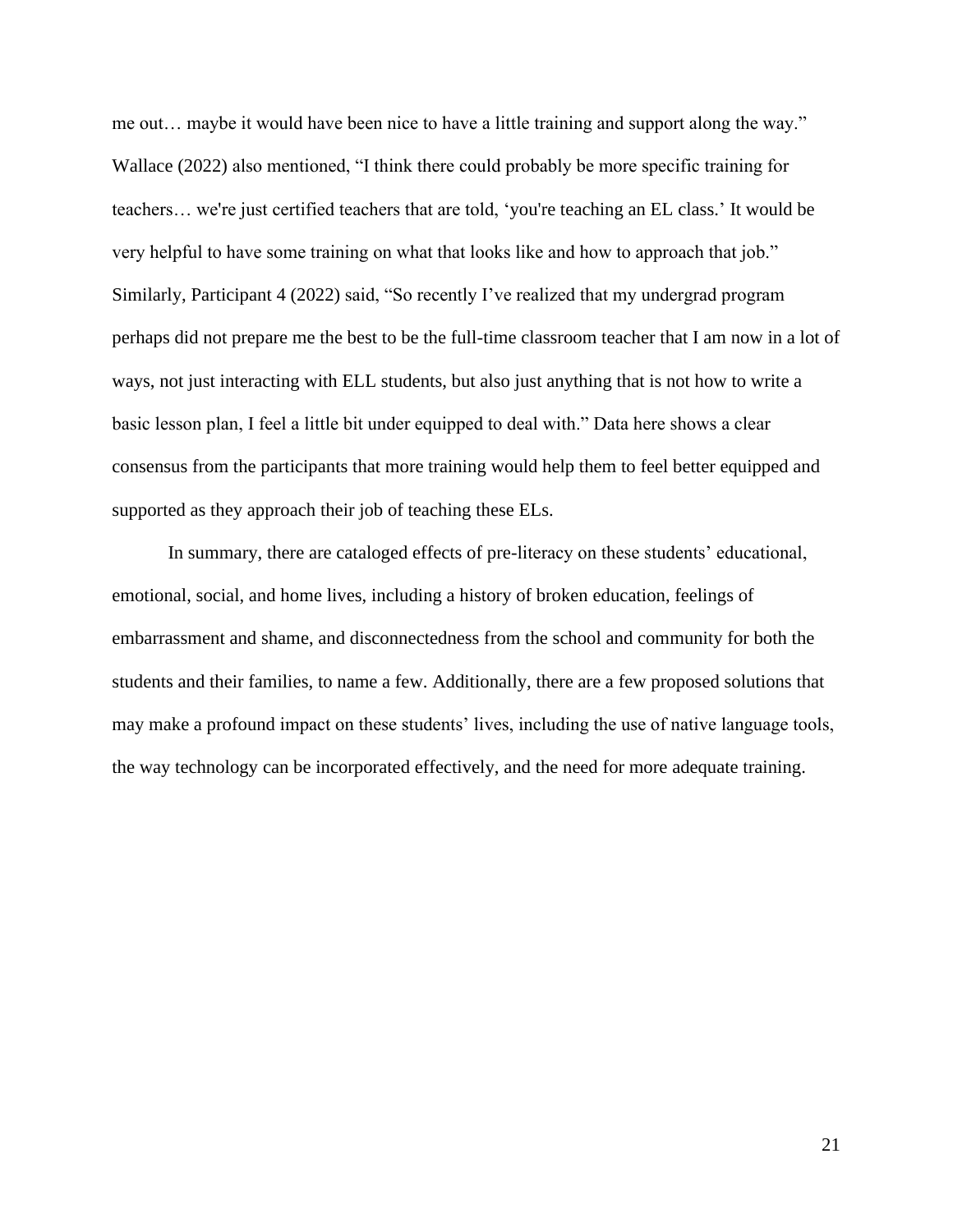me out… maybe it would have been nice to have a little training and support along the way." Wallace (2022) also mentioned, "I think there could probably be more specific training for teachers… we're just certified teachers that are told, 'you're teaching an EL class.' It would be very helpful to have some training on what that looks like and how to approach that job." Similarly, Participant 4 (2022) said, "So recently I've realized that my undergrad program perhaps did not prepare me the best to be the full-time classroom teacher that I am now in a lot of ways, not just interacting with ELL students, but also just anything that is not how to write a basic lesson plan, I feel a little bit under equipped to deal with." Data here shows a clear consensus from the participants that more training would help them to feel better equipped and supported as they approach their job of teaching these ELs.

In summary, there are cataloged effects of pre-literacy on these students' educational, emotional, social, and home lives, including a history of broken education, feelings of embarrassment and shame, and disconnectedness from the school and community for both the students and their families, to name a few. Additionally, there are a few proposed solutions that may make a profound impact on these students' lives, including the use of native language tools, the way technology can be incorporated effectively, and the need for more adequate training.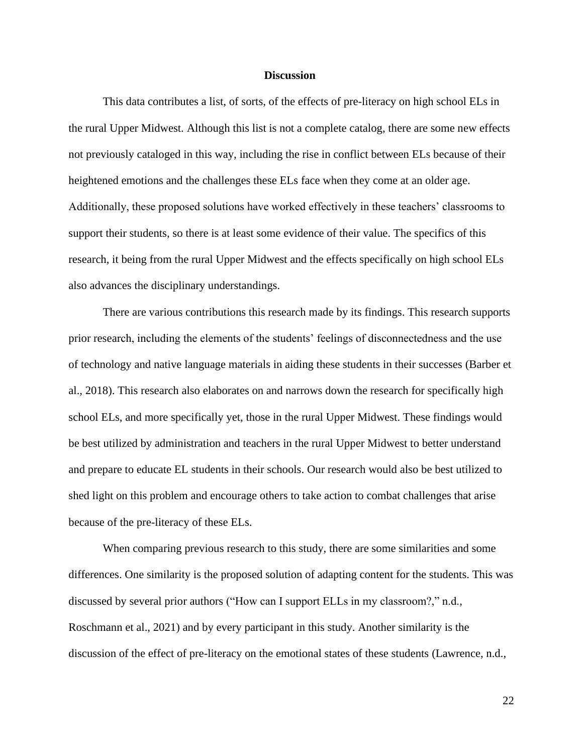## Discussion

This data contributes a list, of sorts, of the effects of pre-literacy on high school ELs in the rural Upper Midwest. Although this list is not a complete catalog, there are some new effects not previously cataloged in this way, including the rise in conflict between ELs because of their heightened emotions and the challenges these ELs face when they come at an older age. Additionally, these proposed solutions have worked effectively in these teachers' classrooms to support their students, so there is at least some evidence of their value. The specifics of this research, it being from the rural Upper Midwest and the effects specifically on high school ELs also advances the disciplinary understandings.

There are various contributions this research made by its findings. This research supports prior research, including the elements of the students' feelings of disconnectedness and the use of technology and native language materials in aiding these students in their successes (Barber et al., 2018). This research also elaborates on and narrows down the research for specifically high school ELs, and more specifically yet, those in the rural Upper Midwest. These findings would be best utilized by administration and teachers in the rural Upper Midwest to better understand and prepare to educate EL students in their schools. Our research would also be best utilized to shed light on this problem and encourage others to take action to combat challenges that arise because of the pre-literacy of these ELs.

When comparing previous research to this study, there are some similarities and some differences. One similarity is the proposed solution of adapting content for the students. This was discussed by several prior authors ("How can I support ELLs in my classroom?," n.d., Roschmann et al., 2021) and by every participant in this study. Another similarity is the discussion of the effect of pre-literacy on the emotional states of these students (Lawrence, n.d.,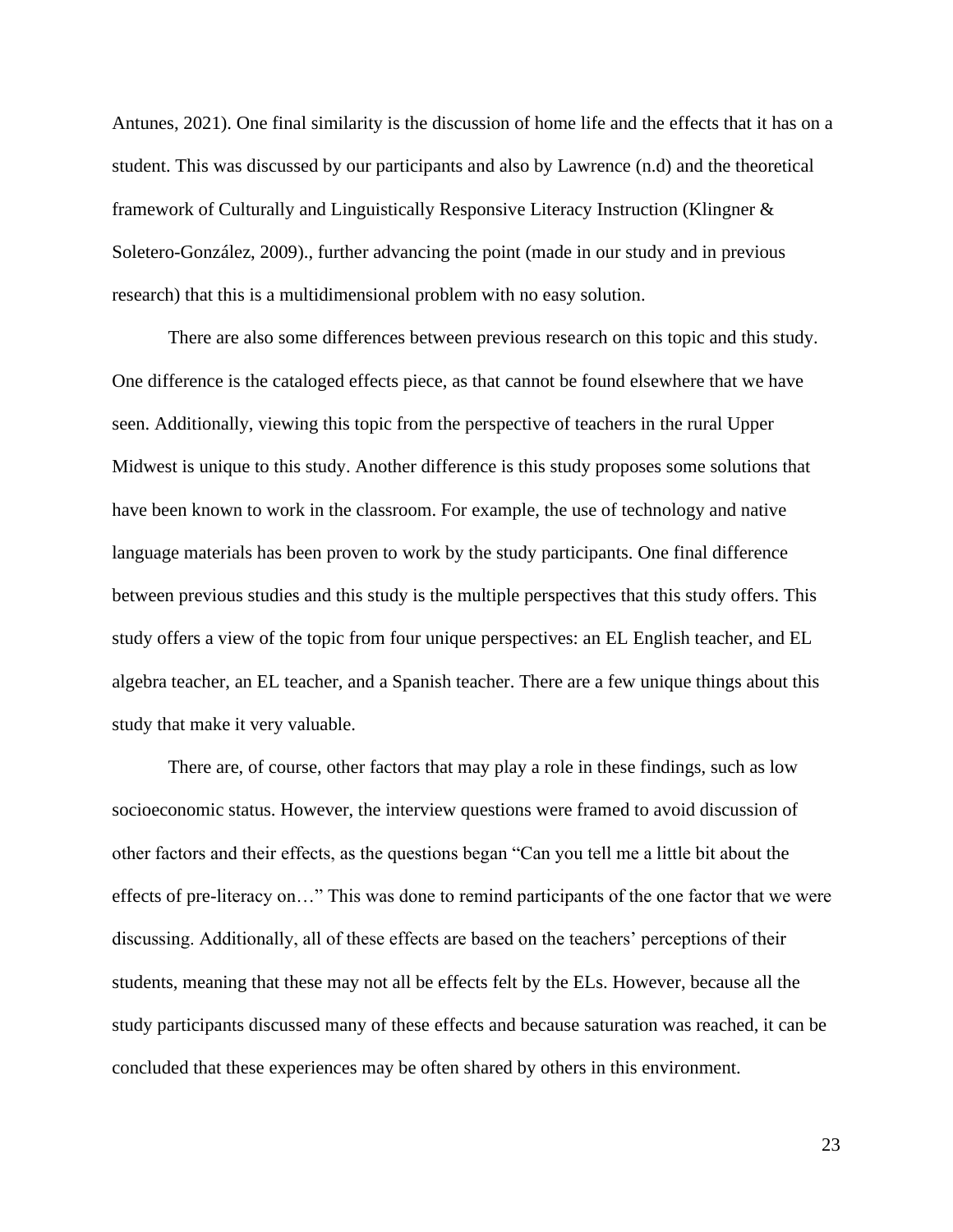Antunes, 2021). One final similarity is the discussion of home life and the effects that it has on a student. This was discussed by our participants and also by Lawrence (n.d) and the theoretical framework of Culturally and Linguistically Responsive Literacy Instruction (Klingner & Soletero-González, 2009)., further advancing the point (made in our study and in previous research) that this is a multidimensional problem with no easy solution.

There are also some differences between previous research on this topic and this study. One difference is the cataloged effects piece, as that cannot be found elsewhere that we have seen. Additionally, viewing this topic from the perspective of teachers in the rural Upper Midwest is unique to this study. Another difference is this study proposes some solutions that have been known to work in the classroom. For example, the use of technology and native language materials has been proven to work by the study participants. One final difference between previous studies and this study is the multiple perspectives that this study offers. This study offers a view of the topic from four unique perspectives: an EL English teacher, and EL algebra teacher, an EL teacher, and a Spanish teacher. There are a few unique things about this study that make it very valuable.

There are, of course, other factors that may play a role in these findings, such as low socioeconomic status. However, the interview questions were framed to avoid discussion of other factors and their effects, as the questions began "Can you tell me a little bit about the effects of pre-literacy on…" This was done to remind participants of the one factor that we were discussing. Additionally, all of these effects are based on the teachers' perceptions of their students, meaning that these may not all be effects felt by the ELs. However, because all the study participants discussed many of these effects and because saturation was reached, it can be concluded that these experiences may be often shared by others in this environment.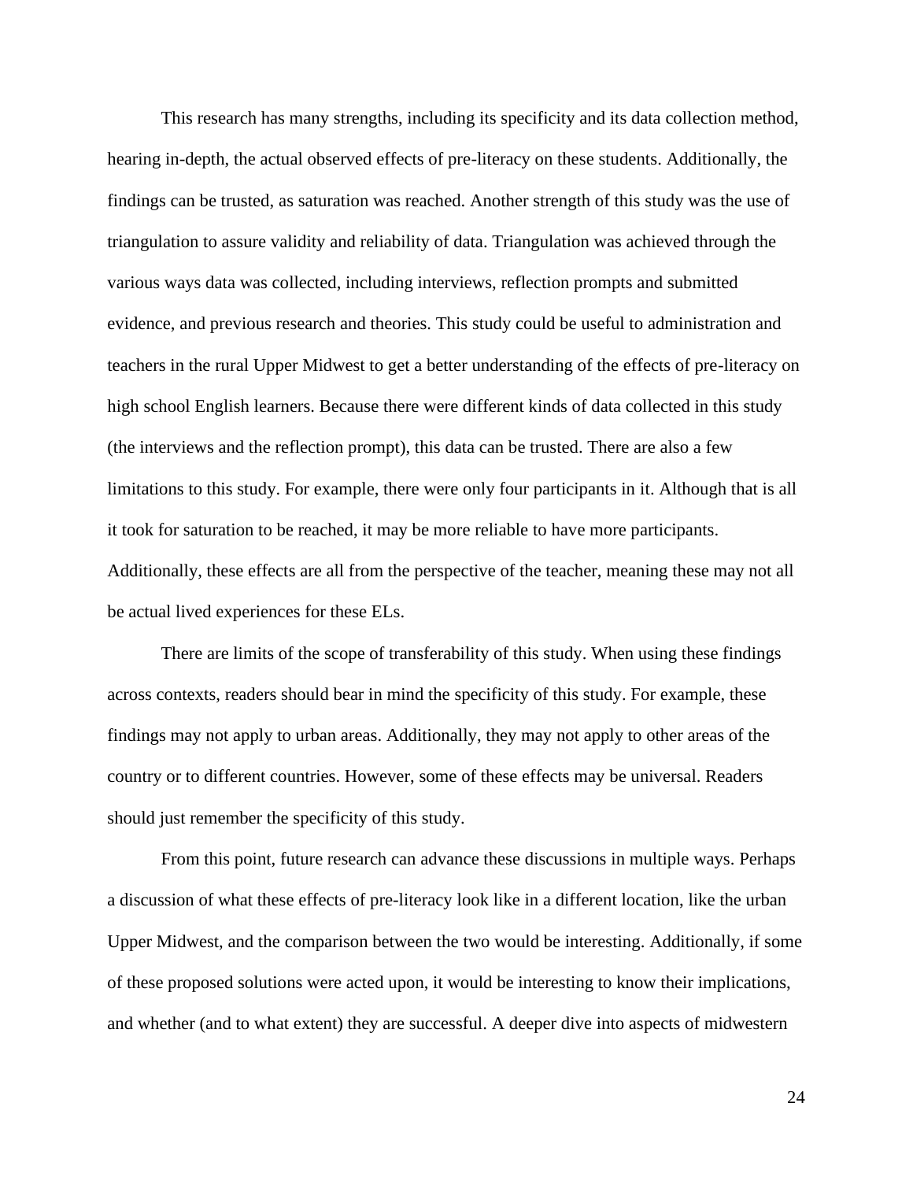This research has many strengths, including its specificity and its data collection method, hearing in-depth, the actual observed effects of pre-literacy on these students. Additionally, the findings can be trusted, as saturation was reached. Another strength of this study was the use of triangulation to assure validity and reliability of data. Triangulation was achieved through the various ways data was collected, including interviews, reflection prompts and submitted evidence, and previous research and theories. This study could be useful to administration and teachers in the rural Upper Midwest to get a better understanding of the effects of pre-literacy on high school English learners. Because there were different kinds of data collected in this study (the interviews and the reflection prompt), this data can be trusted. There are also a few limitations to this study. For example, there were only four participants in it. Although that is all it took for saturation to be reached, it may be more reliable to have more participants. Additionally, these effects are all from the perspective of the teacher, meaning these may not all be actual lived experiences for these ELs.

There are limits of the scope of transferability of this study. When using these findings across contexts, readers should bear in mind the specificity of this study. For example, these findings may not apply to urban areas. Additionally, they may not apply to other areas of the country or to different countries. However, some of these effects may be universal. Readers should just remember the specificity of this study.

From this point, future research can advance these discussions in multiple ways. Perhaps a discussion of what these effects of pre-literacy look like in a different location, like the urban Upper Midwest, and the comparison between the two would be interesting. Additionally, if some of these proposed solutions were acted upon, it would be interesting to know their implications, and whether (and to what extent) they are successful. A deeper dive into aspects of midwestern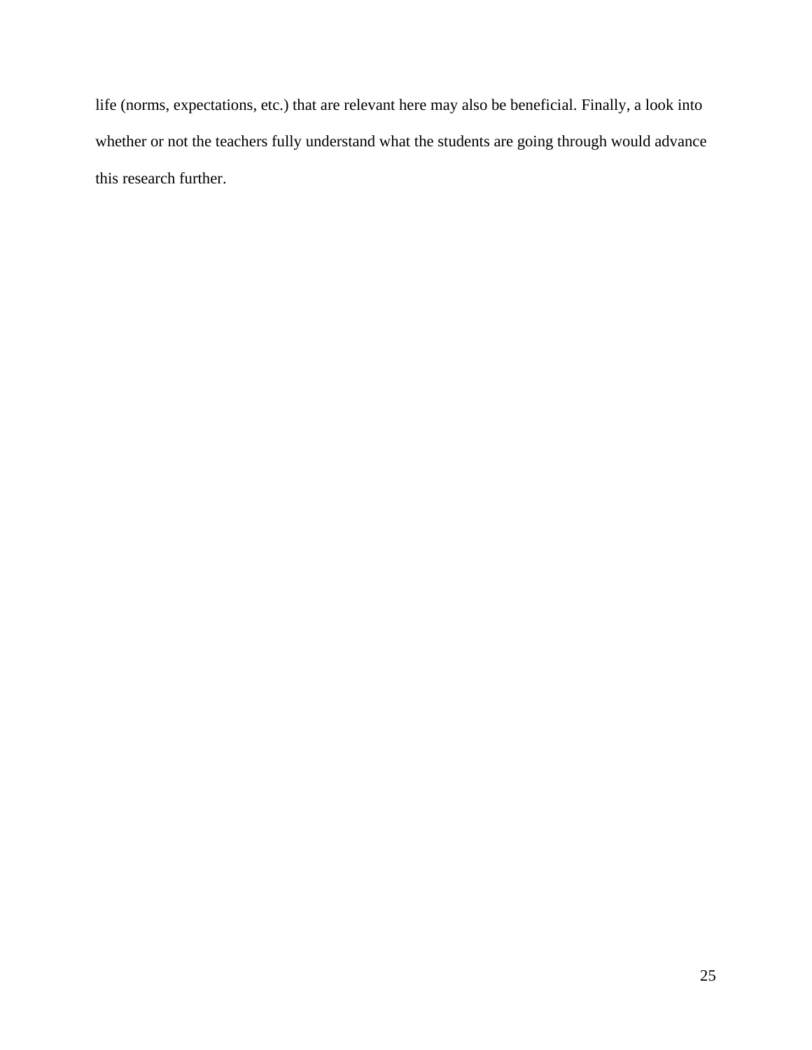life (norms, expectations, etc.) that are relevant here may also be beneficial. Finally, a look into whether or not the teachers fully understand what the students are going through would advance this research further.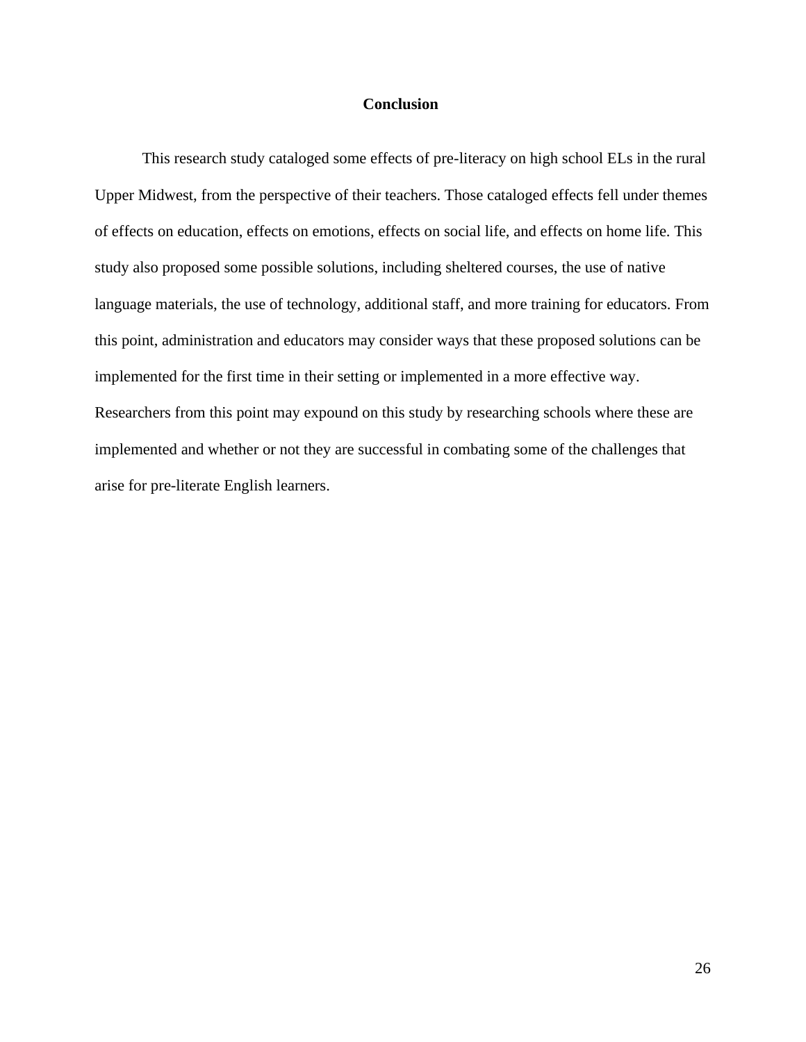# Conclusion

This research study cataloged some effects of pre-literacy on high school ELs in the rural Upper Midwest, from the perspective of their teachers. Those cataloged effects fell under themes of effects on education, effects on emotions, effects on social life, and effects on home life. This study also proposed some possible solutions, including sheltered courses, the use of native language materials, the use of technology, additional staff, and more training for educators. From this point, administration and educators may consider ways that these proposed solutions can be implemented for the first time in their setting or implemented in a more effective way. Researchers from this point may expound on this study by researching schools where these are implemented and whether or not they are successful in combating some of the challenges that arise for pre-literate English learners.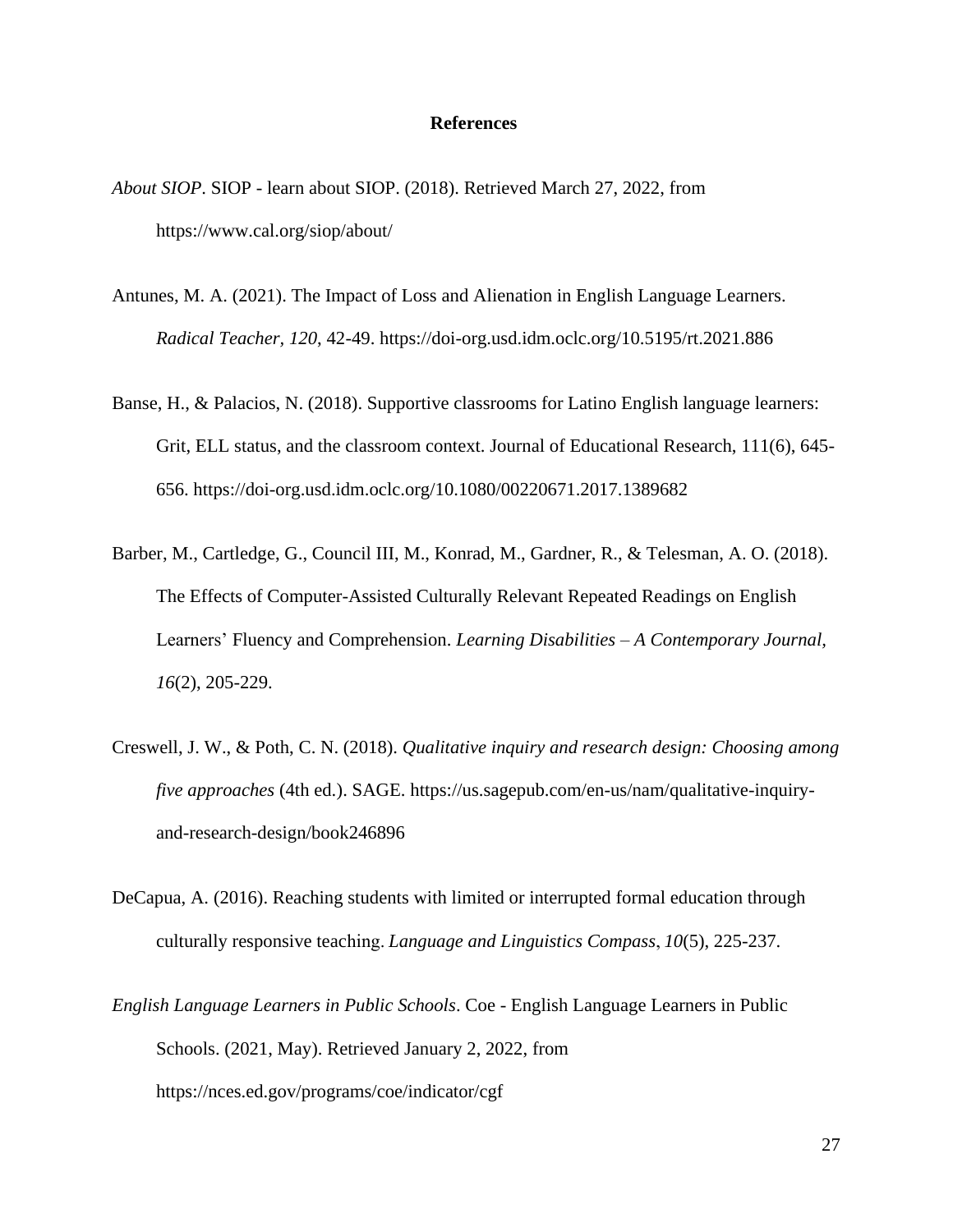# References

*About SIOP*. SIOP - learn about SIOP. (2018). Retrieved March 27, 2022, from https://www.cal.org/siop/about/

Antunes, M. A. (2021). The Impact of Loss and Alienation in English Language Learners. *Radical Teacher, 120*, 42-49. https://doi-org.usd.idm.oclc.org/10.5195/rt.2021.886

Banse, H., & Palacios, N. (2018). Supportive classrooms for Latino English language learners: Grit, ELL status, and the classroom context. Journal of Educational Research, 111(6), 645-656. https://doi-org.usd.idm.oclc.org/10.1080/00220671.2017.1389682

Barber, M., Cartledge, G., Council III, M., Konrad, M., Gardner, R., & Telesman, A. O. (2018). The Effects of Computer-Assisted Culturally Relevant Repeated Readings on English Learners' Fluency and Comprehension. *Learning Disabilities – A Contemporary Journal, 16*(2), 205-229.

Creswell, J. W., & Poth, C. N. (2018). *Qualitative inquiry and research design: Choosing among five approaches* (4th ed.). SAGE. https://us.sagepub.com/en-us/nam/qualitative-inquiry-and-research-design/book246896

DeCapua, A. (2016). Reaching students with limited or interrupted formal education through culturally responsive teaching. *Language and Linguistics Compass*, *10*(5), 225-237.

*English Language Learners in Public Schools*. Coe - English Language Learners in Public Schools. (2021, May). Retrieved January 2, 2022, from https://nces.ed.gov/programs/coe/indicator/cgf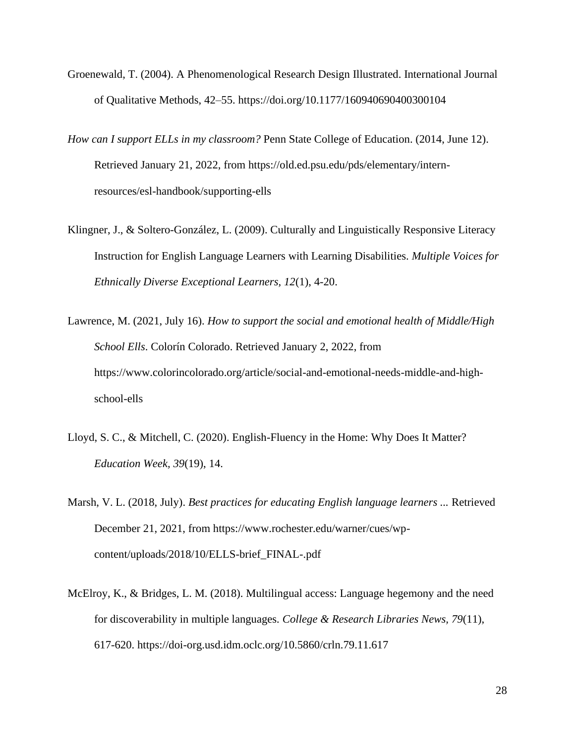Groenewald, T. (2004). A Phenomenological Research Design Illustrated. International Journal of Qualitative Methods, 42–55. https://doi.org/10.1177/160940690400300104

*How can I support ELLs in my classroom?* Penn State College of Education. (2014, June 12). Retrieved January 21, 2022, from https://old.ed.psu.edu/pds/elementary/intern-resources/esl-handbook/supporting-ells

Klingner, J., & Soltero-González, L. (2009). Culturally and Linguistically Responsive Literacy Instruction for English Language Learners with Learning Disabilities. *Multiple Voices for Ethnically Diverse Exceptional Learners, 12*(1), 4-20.

Lawrence, M. (2021, July 16). *How to support the social and emotional health of Middle/High School Ells*. Colorín Colorado. Retrieved January 2, 2022, from https://www.colorincolorado.org/article/social-and-emotional-needs-middle-and-high-school-ells

Lloyd, S. C., & Mitchell, C. (2020). English-Fluency in the Home: Why Does It Matter? *Education Week, 39*(19), 14.

Marsh, V. L. (2018, July). *Best practices for educating English language learners ...* Retrieved December 21, 2021, from https://www.rochester.edu/warner/cues/wp-content/uploads/2018/10/ELLS-brief_FINAL-.pdf

McElroy, K., & Bridges, L. M. (2018). Multilingual access: Language hegemony and the need for discoverability in multiple languages. *College & Research Libraries News, 79*(11), 617-620. https://doi-org.usd.idm.oclc.org/10.5860/crln.79.11.617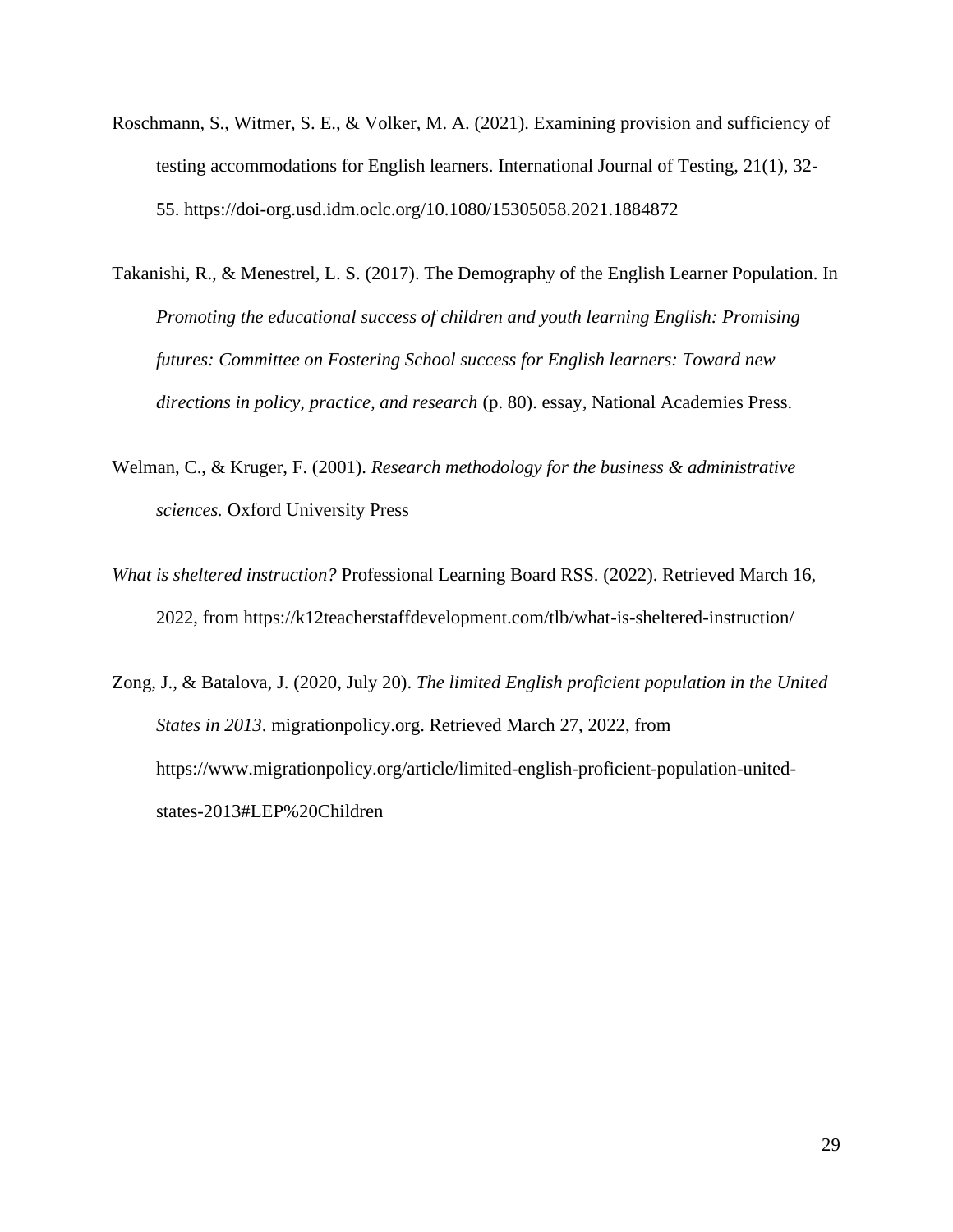Roschmann, S., Witmer, S. E., & Volker, M. A. (2021). Examining provision and sufficiency of testing accommodations for English learners. International Journal of Testing, 21(1), 32-55. https://doi-org.usd.idm.oclc.org/10.1080/15305058.2021.1884872

Takanishi, R., & Menestrel, L. S. (2017). The Demography of the English Learner Population. In *Promoting the educational success of children and youth learning English: Promising futures: Committee on Fostering School success for English learners: Toward new directions in policy, practice, and research* (p. 80). essay, National Academies Press.

Welman, C., & Kruger, F. (2001). *Research methodology for the business & administrative sciences.* Oxford University Press

*What is sheltered instruction?* Professional Learning Board RSS. (2022). Retrieved March 16, 2022, from https://k12teacherstaffdevelopment.com/tlb/what-is-sheltered-instruction/

Zong, J., & Batalova, J. (2020, July 20). *The limited English proficient population in the United States in 2013*. migrationpolicy.org. Retrieved March 27, 2022, from https://www.migrationpolicy.org/article/limited-english-proficient-population-united-states-2013#LEP%20Children